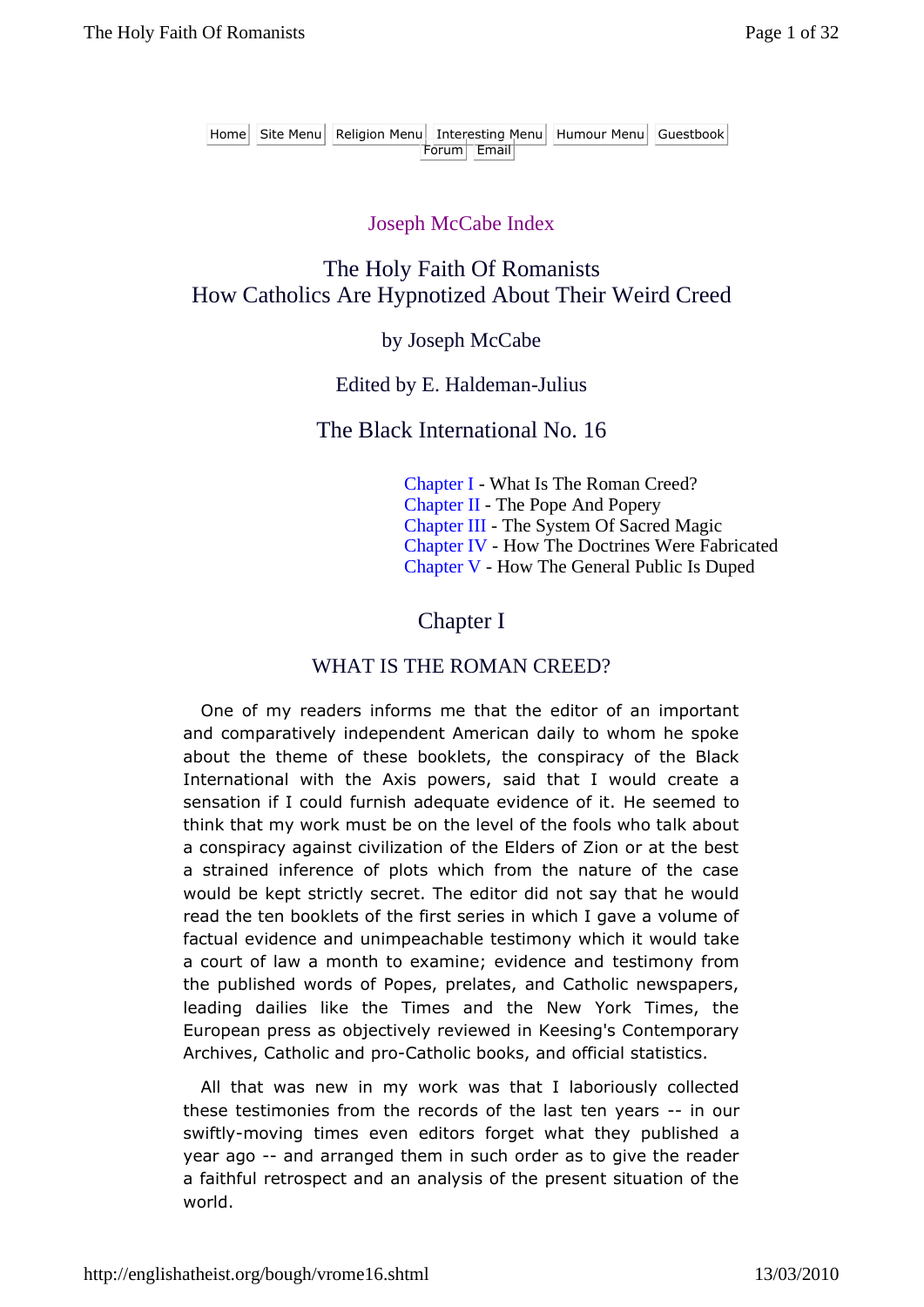Home | Site Menu | Religion Menu | Interesting Menu | Humour Menu | Guestbook | Forum | Email

Joseph McCabe Index

# The Holy Faith Of Romanists
## How Catholics Are Hypnotized About Their Weird Creed

by Joseph McCabe

Edited by E. Haldeman-Julius

## The Black International No. 16

Chapter I - What Is The Roman Creed?
Chapter II - The Pope And Popery
Chapter III - The System Of Sacred Magic
Chapter IV - How The Doctrines Were Fabricated
Chapter V - How The General Public Is Duped

## Chapter I

### WHAT IS THE ROMAN CREED?

One of my readers informs me that the editor of an important and comparatively independent American daily to whom he spoke about the theme of these booklets, the conspiracy of the Black International with the Axis powers, said that I would create a sensation if I could furnish adequate evidence of it. He seemed to think that my work must be on the level of the fools who talk about a conspiracy against civilization of the Elders of Zion or at the best a strained inference of plots which from the nature of the case would be kept strictly secret. The editor did not say that he would read the ten booklets of the first series in which I gave a volume of factual evidence and unimpeachable testimony which it would take a court of law a month to examine; evidence and testimony from the published words of Popes, prelates, and Catholic newspapers, leading dailies like the Times and the New York Times, the European press as objectively reviewed in Keesing's Contemporary Archives, Catholic and pro-Catholic books, and official statistics.

All that was new in my work was that I laboriously collected these testimonies from the records of the last ten years -- in our swiftly-moving times even editors forget what they published a year ago -- and arranged them in such order as to give the reader a faithful retrospect and an analysis of the present situation of the world.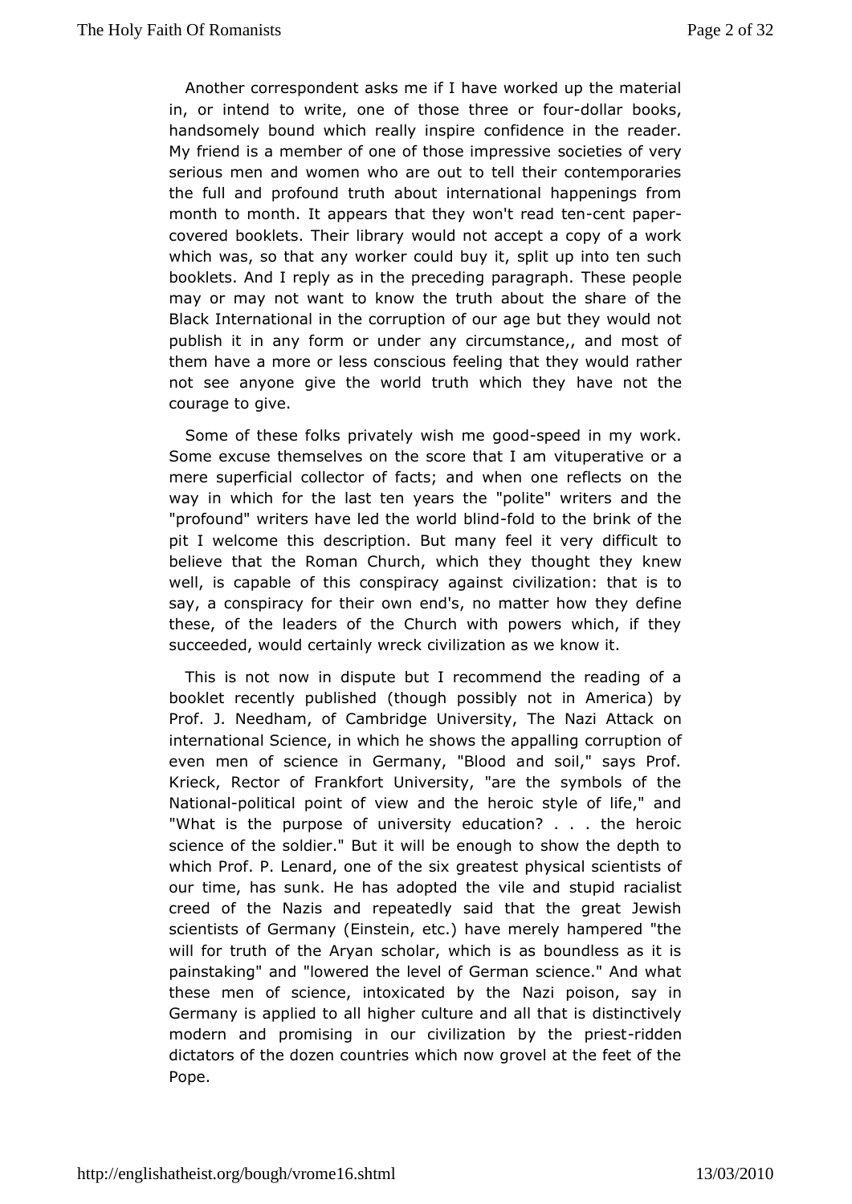Another correspondent asks me if I have worked up the material in, or intend to write, one of those three or four-dollar books, handsomely bound which really inspire confidence in the reader. My friend is a member of one of those impressive societies of very serious men and women who are out to tell their contemporaries the full and profound truth about international happenings from month to month. It appears that they won't read ten-cent paper-covered booklets. Their library would not accept a copy of a work which was, so that any worker could buy it, split up into ten such booklets. And I reply as in the preceding paragraph. These people may or may not want to know the truth about the share of the Black International in the corruption of our age but they would not publish it in any form or under any circumstance,, and most of them have a more or less conscious feeling that they would rather not see anyone give the world truth which they have not the courage to give.

Some of these folks privately wish me good-speed in my work. Some excuse themselves on the score that I am vituperative or a mere superficial collector of facts; and when one reflects on the way in which for the last ten years the "polite" writers and the "profound" writers have led the world blind-fold to the brink of the pit I welcome this description. But many feel it very difficult to believe that the Roman Church, which they thought they knew well, is capable of this conspiracy against civilization: that is to say, a conspiracy for their own end's, no matter how they define these, of the leaders of the Church with powers which, if they succeeded, would certainly wreck civilization as we know it.

This is not now in dispute but I recommend the reading of a booklet recently published (though possibly not in America) by Prof. J. Needham, of Cambridge University, The Nazi Attack on international Science, in which he shows the appalling corruption of even men of science in Germany, "Blood and soil," says Prof. Krieck, Rector of Frankfort University, "are the symbols of the National-political point of view and the heroic style of life," and "What is the purpose of university education? . . . the heroic science of the soldier." But it will be enough to show the depth to which Prof. P. Lenard, one of the six greatest physical scientists of our time, has sunk. He has adopted the vile and stupid racialist creed of the Nazis and repeatedly said that the great Jewish scientists of Germany (Einstein, etc.) have merely hampered "the will for truth of the Aryan scholar, which is as boundless as it is painstaking" and "lowered the level of German science." And what these men of science, intoxicated by the Nazi poison, say in Germany is applied to all higher culture and all that is distinctively modern and promising in our civilization by the priest-ridden dictators of the dozen countries which now grovel at the feet of the Pope.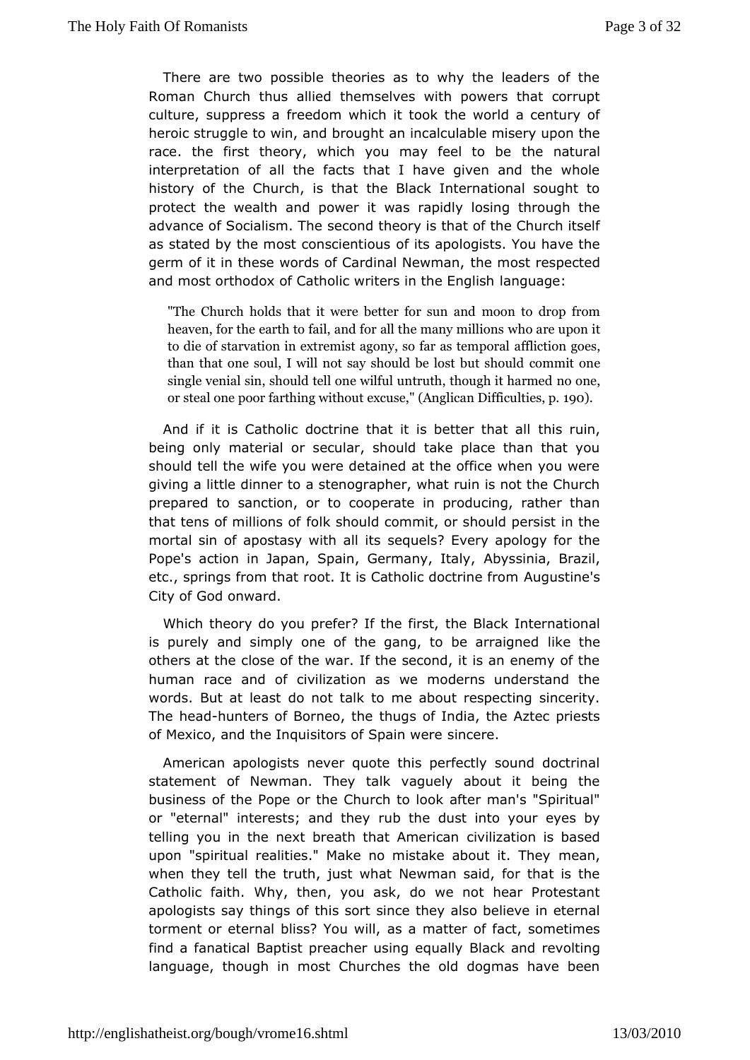There are two possible theories as to why the leaders of the Roman Church thus allied themselves with powers that corrupt culture, suppress a freedom which it took the world a century of heroic struggle to win, and brought an incalculable misery upon the race. the first theory, which you may feel to be the natural interpretation of all the facts that I have given and the whole history of the Church, is that the Black International sought to protect the wealth and power it was rapidly losing through the advance of Socialism. The second theory is that of the Church itself as stated by the most conscientious of its apologists. You have the germ of it in these words of Cardinal Newman, the most respected and most orthodox of Catholic writers in the English language:

> "The Church holds that it were better for sun and moon to drop from heaven, for the earth to fail, and for all the many millions who are upon it to die of starvation in extremist agony, so far as temporal affliction goes, than that one soul, I will not say should be lost but should commit one single venial sin, should tell one wilful untruth, though it harmed no one, or steal one poor farthing without excuse," (Anglican Difficulties, p. 190).

And if it is Catholic doctrine that it is better that all this ruin, being only material or secular, should take place than that you should tell the wife you were detained at the office when you were giving a little dinner to a stenographer, what ruin is not the Church prepared to sanction, or to cooperate in producing, rather than that tens of millions of folk should commit, or should persist in the mortal sin of apostasy with all its sequels? Every apology for the Pope's action in Japan, Spain, Germany, Italy, Abyssinia, Brazil, etc., springs from that root. It is Catholic doctrine from Augustine's City of God onward.

Which theory do you prefer? If the first, the Black International is purely and simply one of the gang, to be arraigned like the others at the close of the war. If the second, it is an enemy of the human race and of civilization as we moderns understand the words. But at least do not talk to me about respecting sincerity. The head-hunters of Borneo, the thugs of India, the Aztec priests of Mexico, and the Inquisitors of Spain were sincere.

American apologists never quote this perfectly sound doctrinal statement of Newman. They talk vaguely about it being the business of the Pope or the Church to look after man's "Spiritual" or "eternal" interests; and they rub the dust into your eyes by telling you in the next breath that American civilization is based upon "spiritual realities." Make no mistake about it. They mean, when they tell the truth, just what Newman said, for that is the Catholic faith. Why, then, you ask, do we not hear Protestant apologists say things of this sort since they also believe in eternal torment or eternal bliss? You will, as a matter of fact, sometimes find a fanatical Baptist preacher using equally Black and revolting language, though in most Churches the old dogmas have been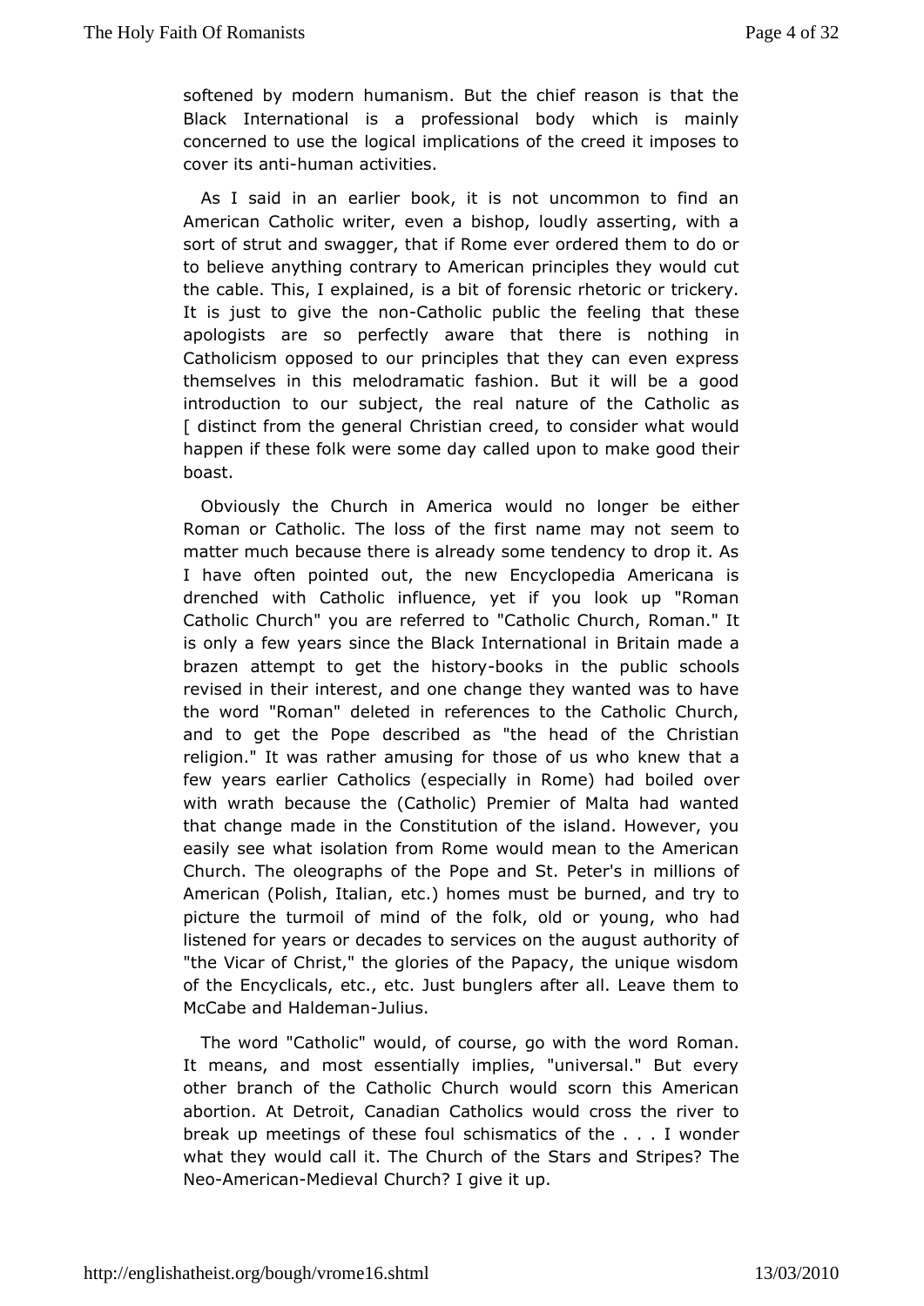softened by modern humanism. But the chief reason is that the Black International is a professional body which is mainly concerned to use the logical implications of the creed it imposes to cover its anti-human activities.

As I said in an earlier book, it is not uncommon to find an American Catholic writer, even a bishop, loudly asserting, with a sort of strut and swagger, that if Rome ever ordered them to do or to believe anything contrary to American principles they would cut the cable. This, I explained, is a bit of forensic rhetoric or trickery. It is just to give the non-Catholic public the feeling that these apologists are so perfectly aware that there is nothing in Catholicism opposed to our principles that they can even express themselves in this melodramatic fashion. But it will be a good introduction to our subject, the real nature of the Catholic as [ distinct from the general Christian creed, to consider what would happen if these folk were some day called upon to make good their boast.

Obviously the Church in America would no longer be either Roman or Catholic. The loss of the first name may not seem to matter much because there is already some tendency to drop it. As I have often pointed out, the new Encyclopedia Americana is drenched with Catholic influence, yet if you look up "Roman Catholic Church" you are referred to "Catholic Church, Roman." It is only a few years since the Black International in Britain made a brazen attempt to get the history-books in the public schools revised in their interest, and one change they wanted was to have the word "Roman" deleted in references to the Catholic Church, and to get the Pope described as "the head of the Christian religion." It was rather amusing for those of us who knew that a few years earlier Catholics (especially in Rome) had boiled over with wrath because the (Catholic) Premier of Malta had wanted that change made in the Constitution of the island. However, you easily see what isolation from Rome would mean to the American Church. The oleographs of the Pope and St. Peter's in millions of American (Polish, Italian, etc.) homes must be burned, and try to picture the turmoil of mind of the folk, old or young, who had listened for years or decades to services on the august authority of "the Vicar of Christ," the glories of the Papacy, the unique wisdom of the Encyclicals, etc., etc. Just bunglers after all. Leave them to McCabe and Haldeman-Julius.

The word "Catholic" would, of course, go with the word Roman. It means, and most essentially implies, "universal." But every other branch of the Catholic Church would scorn this American abortion. At Detroit, Canadian Catholics would cross the river to break up meetings of these foul schismatics of the . . . I wonder what they would call it. The Church of the Stars and Stripes? The Neo-American-Medieval Church? I give it up.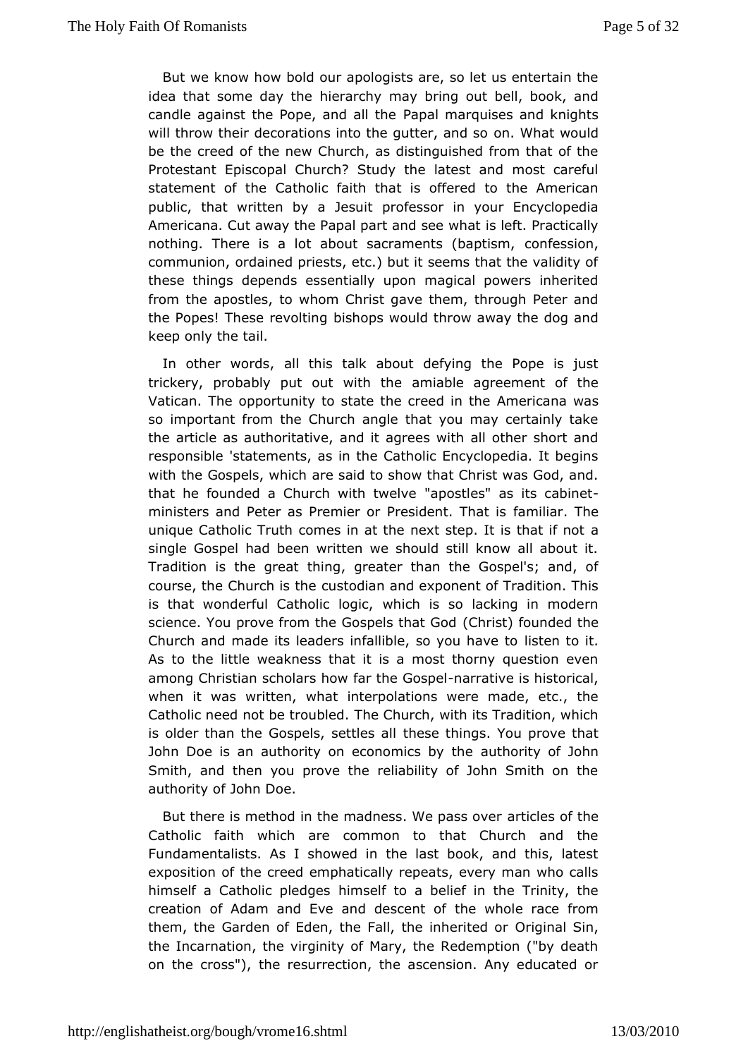But we know how bold our apologists are, so let us entertain the idea that some day the hierarchy may bring out bell, book, and candle against the Pope, and all the Papal marquises and knights will throw their decorations into the gutter, and so on. What would be the creed of the new Church, as distinguished from that of the Protestant Episcopal Church? Study the latest and most careful statement of the Catholic faith that is offered to the American public, that written by a Jesuit professor in your Encyclopedia Americana. Cut away the Papal part and see what is left. Practically nothing. There is a lot about sacraments (baptism, confession, communion, ordained priests, etc.) but it seems that the validity of these things depends essentially upon magical powers inherited from the apostles, to whom Christ gave them, through Peter and the Popes! These revolting bishops would throw away the dog and keep only the tail.

In other words, all this talk about defying the Pope is just trickery, probably put out with the amiable agreement of the Vatican. The opportunity to state the creed in the Americana was so important from the Church angle that you may certainly take the article as authoritative, and it agrees with all other short and responsible 'statements, as in the Catholic Encyclopedia. It begins with the Gospels, which are said to show that Christ was God, and. that he founded a Church with twelve "apostles" as its cabinet-ministers and Peter as Premier or President. That is familiar. The unique Catholic Truth comes in at the next step. It is that if not a single Gospel had been written we should still know all about it. Tradition is the great thing, greater than the Gospel's; and, of course, the Church is the custodian and exponent of Tradition. This is that wonderful Catholic logic, which is so lacking in modern science. You prove from the Gospels that God (Christ) founded the Church and made its leaders infallible, so you have to listen to it. As to the little weakness that it is a most thorny question even among Christian scholars how far the Gospel-narrative is historical, when it was written, what interpolations were made, etc., the Catholic need not be troubled. The Church, with its Tradition, which is older than the Gospels, settles all these things. You prove that John Doe is an authority on economics by the authority of John Smith, and then you prove the reliability of John Smith on the authority of John Doe.

But there is method in the madness. We pass over articles of the Catholic faith which are common to that Church and the Fundamentalists. As I showed in the last book, and this, latest exposition of the creed emphatically repeats, every man who calls himself a Catholic pledges himself to a belief in the Trinity, the creation of Adam and Eve and descent of the whole race from them, the Garden of Eden, the Fall, the inherited or Original Sin, the Incarnation, the virginity of Mary, the Redemption ("by death on the cross"), the resurrection, the ascension. Any educated or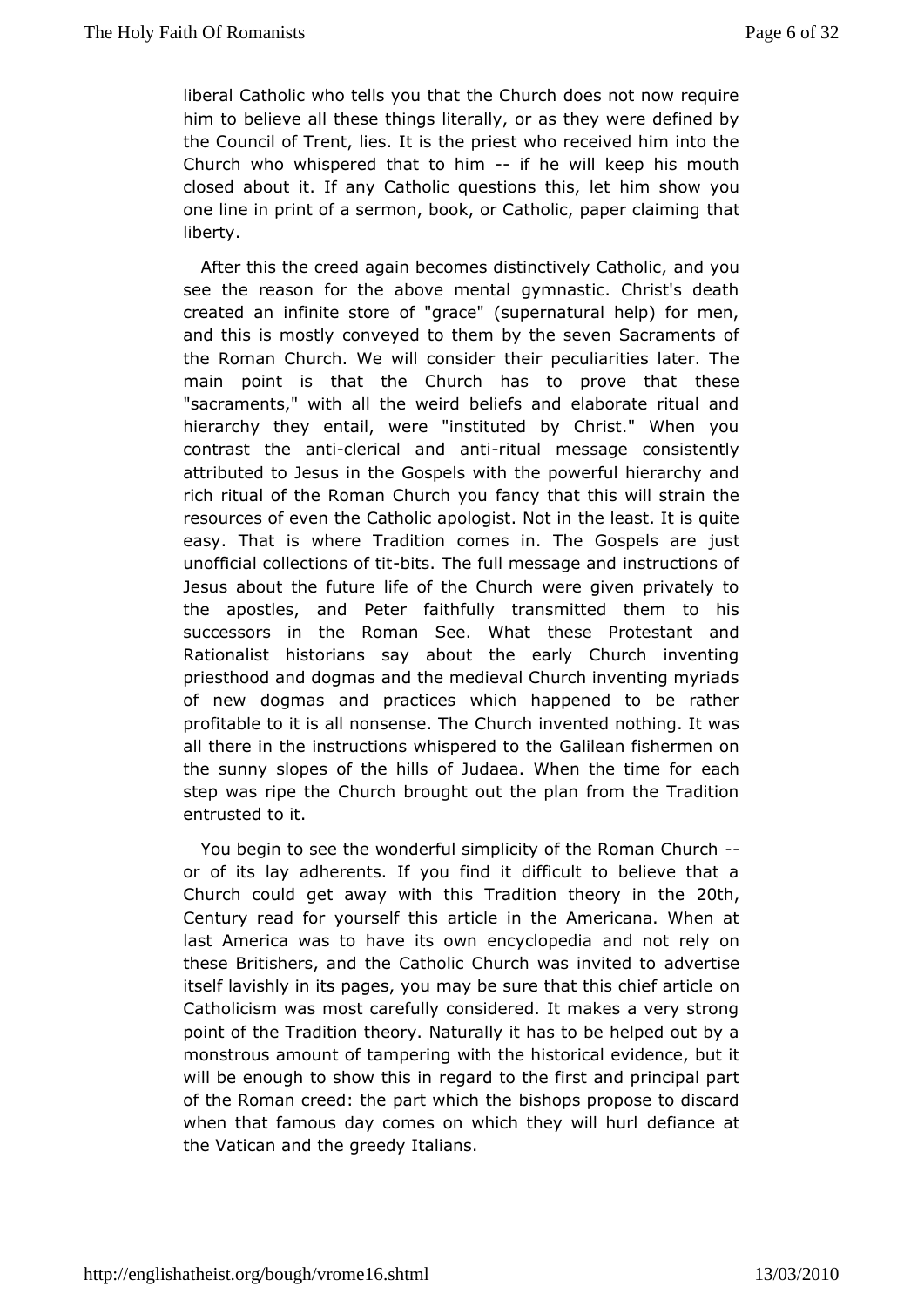liberal Catholic who tells you that the Church does not now require him to believe all these things literally, or as they were defined by the Council of Trent, lies. It is the priest who received him into the Church who whispered that to him -- if he will keep his mouth closed about it. If any Catholic questions this, let him show you one line in print of a sermon, book, or Catholic, paper claiming that liberty.

After this the creed again becomes distinctively Catholic, and you see the reason for the above mental gymnastic. Christ's death created an infinite store of "grace" (supernatural help) for men, and this is mostly conveyed to them by the seven Sacraments of the Roman Church. We will consider their peculiarities later. The main point is that the Church has to prove that these "sacraments," with all the weird beliefs and elaborate ritual and hierarchy they entail, were "instituted by Christ." When you contrast the anti-clerical and anti-ritual message consistently attributed to Jesus in the Gospels with the powerful hierarchy and rich ritual of the Roman Church you fancy that this will strain the resources of even the Catholic apologist. Not in the least. It is quite easy. That is where Tradition comes in. The Gospels are just unofficial collections of tit-bits. The full message and instructions of Jesus about the future life of the Church were given privately to the apostles, and Peter faithfully transmitted them to his successors in the Roman See. What these Protestant and Rationalist historians say about the early Church inventing priesthood and dogmas and the medieval Church inventing myriads of new dogmas and practices which happened to be rather profitable to it is all nonsense. The Church invented nothing. It was all there in the instructions whispered to the Galilean fishermen on the sunny slopes of the hills of Judaea. When the time for each step was ripe the Church brought out the plan from the Tradition entrusted to it.

You begin to see the wonderful simplicity of the Roman Church -- or of its lay adherents. If you find it difficult to believe that a Church could get away with this Tradition theory in the 20th, Century read for yourself this article in the Americana. When at last America was to have its own encyclopedia and not rely on these Britishers, and the Catholic Church was invited to advertise itself lavishly in its pages, you may be sure that this chief article on Catholicism was most carefully considered. It makes a very strong point of the Tradition theory. Naturally it has to be helped out by a monstrous amount of tampering with the historical evidence, but it will be enough to show this in regard to the first and principal part of the Roman creed: the part which the bishops propose to discard when that famous day comes on which they will hurl defiance at the Vatican and the greedy Italians.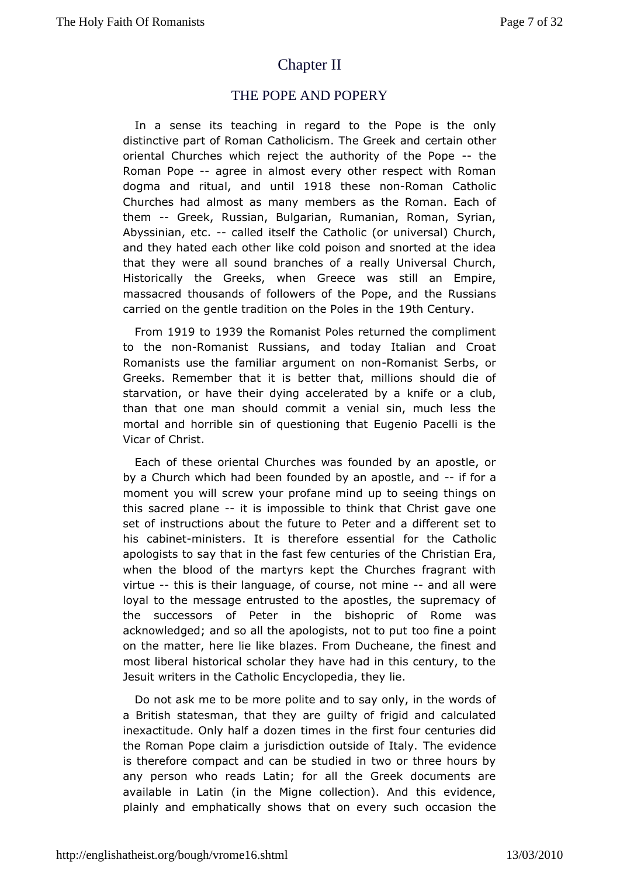# Chapter II

## THE POPE AND POPERY

In a sense its teaching in regard to the Pope is the only distinctive part of Roman Catholicism. The Greek and certain other oriental Churches which reject the authority of the Pope -- the Roman Pope -- agree in almost every other respect with Roman dogma and ritual, and until 1918 these non-Roman Catholic Churches had almost as many members as the Roman. Each of them -- Greek, Russian, Bulgarian, Rumanian, Roman, Syrian, Abyssinian, etc. -- called itself the Catholic (or universal) Church, and they hated each other like cold poison and snorted at the idea that they were all sound branches of a really Universal Church. Historically the Greeks, when Greece was still an Empire, massacred thousands of followers of the Pope, and the Russians carried on the gentle tradition on the Poles in the 19th Century.

From 1919 to 1939 the Romanist Poles returned the compliment to the non-Romanist Russians, and today Italian and Croat Romanists use the familiar argument on non-Romanist Serbs, or Greeks. Remember that it is better that, millions should die of starvation, or have their dying accelerated by a knife or a club, than that one man should commit a venial sin, much less the mortal and horrible sin of questioning that Eugenio Pacelli is the Vicar of Christ.

Each of these oriental Churches was founded by an apostle, or by a Church which had been founded by an apostle, and -- if for a moment you will screw your profane mind up to seeing things on this sacred plane -- it is impossible to think that Christ gave one set of instructions about the future to Peter and a different set to his cabinet-ministers. It is therefore essential for the Catholic apologists to say that in the fast few centuries of the Christian Era, when the blood of the martyrs kept the Churches fragrant with virtue -- this is their language, of course, not mine -- and all were loyal to the message entrusted to the apostles, the supremacy of the successors of Peter in the bishopric of Rome was acknowledged; and so all the apologists, not to put too fine a point on the matter, here lie like blazes. From Ducheane, the finest and most liberal historical scholar they have had in this century, to the Jesuit writers in the Catholic Encyclopedia, they lie.

Do not ask me to be more polite and to say only, in the words of a British statesman, that they are guilty of frigid and calculated inexactitude. Only half a dozen times in the first four centuries did the Roman Pope claim a jurisdiction outside of Italy. The evidence is therefore compact and can be studied in two or three hours by any person who reads Latin; for all the Greek documents are available in Latin (in the Migne collection). And this evidence, plainly and emphatically shows that on every such occasion the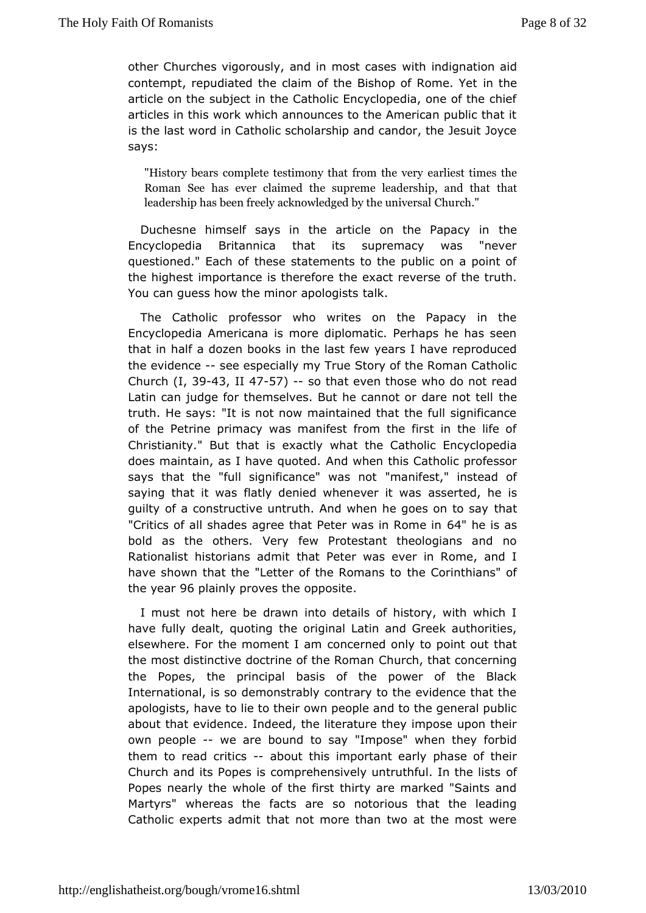other Churches vigorously, and in most cases with indignation aid contempt, repudiated the claim of the Bishop of Rome. Yet in the article on the subject in the Catholic Encyclopedia, one of the chief articles in this work which announces to the American public that it is the last word in Catholic scholarship and candor, the Jesuit Joyce says:

> "History bears complete testimony that from the very earliest times the Roman See has ever claimed the supreme leadership, and that that leadership has been freely acknowledged by the universal Church."

Duchesne himself says in the article on the Papacy in the Encyclopedia Britannica that its supremacy was "never questioned." Each of these statements to the public on a point of the highest importance is therefore the exact reverse of the truth. You can guess how the minor apologists talk.

The Catholic professor who writes on the Papacy in the Encyclopedia Americana is more diplomatic. Perhaps he has seen that in half a dozen books in the last few years I have reproduced the evidence -- see especially my True Story of the Roman Catholic Church (I, 39-43, II 47-57) -- so that even those who do not read Latin can judge for themselves. But he cannot or dare not tell the truth. He says: "It is not now maintained that the full significance of the Petrine primacy was manifest from the first in the life of Christianity." But that is exactly what the Catholic Encyclopedia does maintain, as I have quoted. And when this Catholic professor says that the "full significance" was not "manifest," instead of saying that it was flatly denied whenever it was asserted, he is guilty of a constructive untruth. And when he goes on to say that "Critics of all shades agree that Peter was in Rome in 64" he is as bold as the others. Very few Protestant theologians and no Rationalist historians admit that Peter was ever in Rome, and I have shown that the "Letter of the Romans to the Corinthians" of the year 96 plainly proves the opposite.

I must not here be drawn into details of history, with which I have fully dealt, quoting the original Latin and Greek authorities, elsewhere. For the moment I am concerned only to point out that the most distinctive doctrine of the Roman Church, that concerning the Popes, the principal basis of the power of the Black International, is so demonstrably contrary to the evidence that the apologists, have to lie to their own people and to the general public about that evidence. Indeed, the literature they impose upon their own people -- we are bound to say "Impose" when they forbid them to read critics -- about this important early phase of their Church and its Popes is comprehensively untruthful. In the lists of Popes nearly the whole of the first thirty are marked "Saints and Martyrs" whereas the facts are so notorious that the leading Catholic experts admit that not more than two at the most were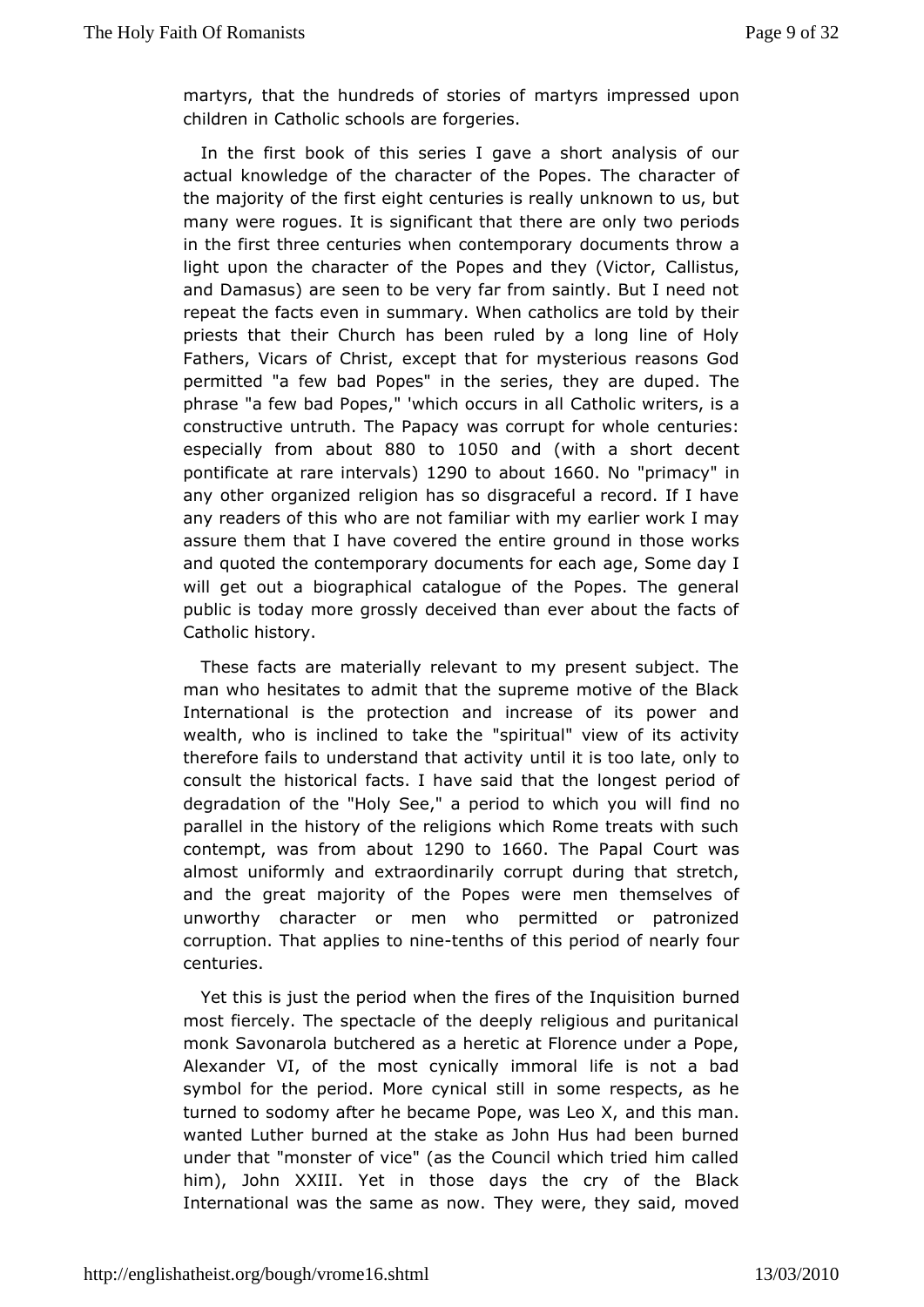martyrs, that the hundreds of stories of martyrs impressed upon children in Catholic schools are forgeries.

In the first book of this series I gave a short analysis of our actual knowledge of the character of the Popes. The character of the majority of the first eight centuries is really unknown to us, but many were rogues. It is significant that there are only two periods in the first three centuries when contemporary documents throw a light upon the character of the Popes and they (Victor, Callistus, and Damasus) are seen to be very far from saintly. But I need not repeat the facts even in summary. When catholics are told by their priests that their Church has been ruled by a long line of Holy Fathers, Vicars of Christ, except that for mysterious reasons God permitted "a few bad Popes" in the series, they are duped. The phrase "a few bad Popes," 'which occurs in all Catholic writers, is a constructive untruth. The Papacy was corrupt for whole centuries: especially from about 880 to 1050 and (with a short decent pontificate at rare intervals) 1290 to about 1660. No "primacy" in any other organized religion has so disgraceful a record. If I have any readers of this who are not familiar with my earlier work I may assure them that I have covered the entire ground in those works and quoted the contemporary documents for each age, Some day I will get out a biographical catalogue of the Popes. The general public is today more grossly deceived than ever about the facts of Catholic history.

These facts are materially relevant to my present subject. The man who hesitates to admit that the supreme motive of the Black International is the protection and increase of its power and wealth, who is inclined to take the "spiritual" view of its activity therefore fails to understand that activity until it is too late, only to consult the historical facts. I have said that the longest period of degradation of the "Holy See," a period to which you will find no parallel in the history of the religions which Rome treats with such contempt, was from about 1290 to 1660. The Papal Court was almost uniformly and extraordinarily corrupt during that stretch, and the great majority of the Popes were men themselves of unworthy character or men who permitted or patronized corruption. That applies to nine-tenths of this period of nearly four centuries.

Yet this is just the period when the fires of the Inquisition burned most fiercely. The spectacle of the deeply religious and puritanical monk Savonarola butchered as a heretic at Florence under a Pope, Alexander VI, of the most cynically immoral life is not a bad symbol for the period. More cynical still in some respects, as he turned to sodomy after he became Pope, was Leo X, and this man. wanted Luther burned at the stake as John Hus had been burned under that "monster of vice" (as the Council which tried him called him), John XXIII. Yet in those days the cry of the Black International was the same as now. They were, they said, moved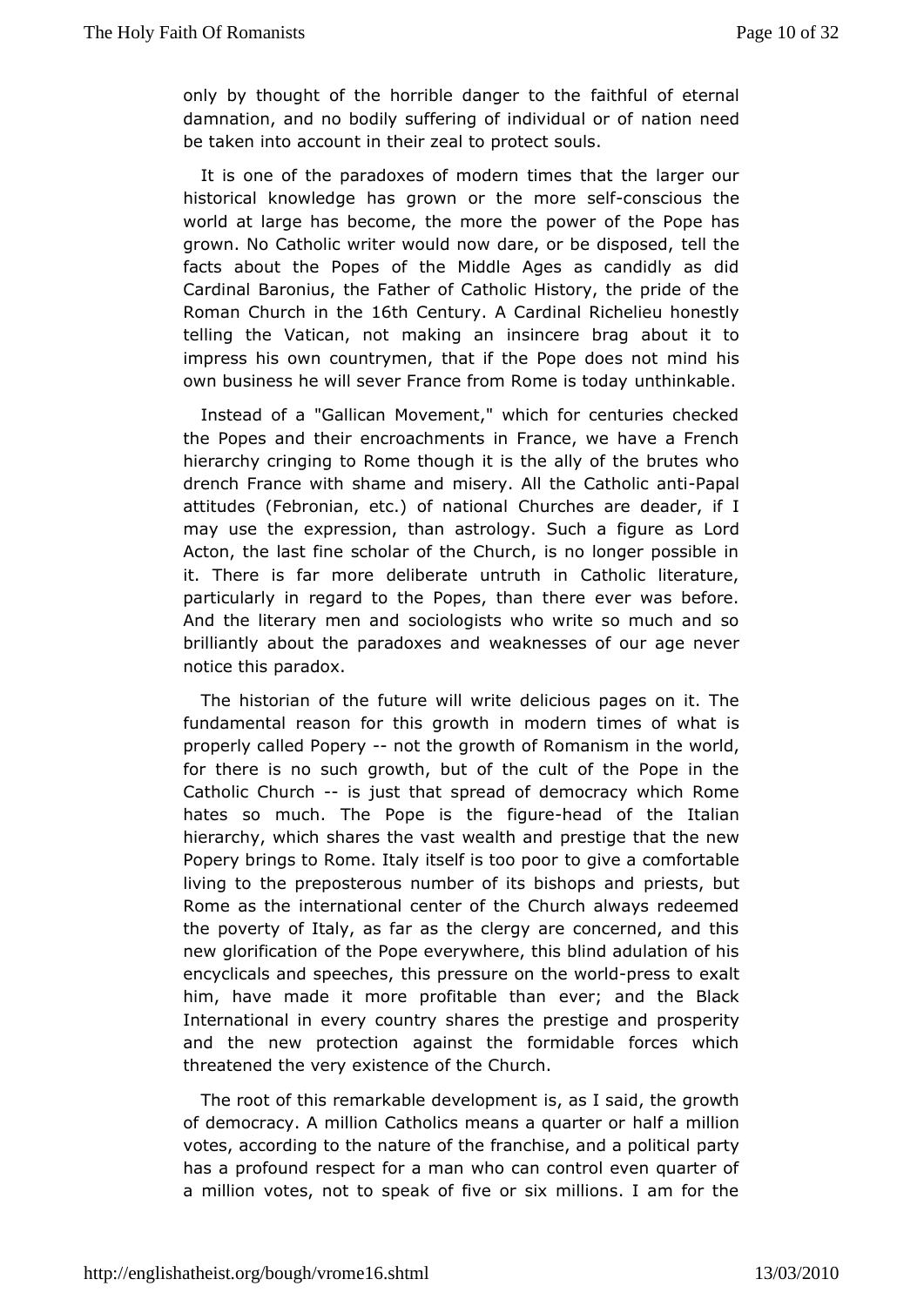only by thought of the horrible danger to the faithful of eternal damnation, and no bodily suffering of individual or of nation need be taken into account in their zeal to protect souls.

It is one of the paradoxes of modern times that the larger our historical knowledge has grown or the more self-conscious the world at large has become, the more the power of the Pope has grown. No Catholic writer would now dare, or be disposed, tell the facts about the Popes of the Middle Ages as candidly as did Cardinal Baronius, the Father of Catholic History, the pride of the Roman Church in the 16th Century. A Cardinal Richelieu honestly telling the Vatican, not making an insincere brag about it to impress his own countrymen, that if the Pope does not mind his own business he will sever France from Rome is today unthinkable.

Instead of a "Gallican Movement," which for centuries checked the Popes and their encroachments in France, we have a French hierarchy cringing to Rome though it is the ally of the brutes who drench France with shame and misery. All the Catholic anti-Papal attitudes (Febronian, etc.) of national Churches are deader, if I may use the expression, than astrology. Such a figure as Lord Acton, the last fine scholar of the Church, is no longer possible in it. There is far more deliberate untruth in Catholic literature, particularly in regard to the Popes, than there ever was before. And the literary men and sociologists who write so much and so brilliantly about the paradoxes and weaknesses of our age never notice this paradox.

The historian of the future will write delicious pages on it. The fundamental reason for this growth in modern times of what is properly called Popery -- not the growth of Romanism in the world, for there is no such growth, but of the cult of the Pope in the Catholic Church -- is just that spread of democracy which Rome hates so much. The Pope is the figure-head of the Italian hierarchy, which shares the vast wealth and prestige that the new Popery brings to Rome. Italy itself is too poor to give a comfortable living to the preposterous number of its bishops and priests, but Rome as the international center of the Church always redeemed the poverty of Italy, as far as the clergy are concerned, and this new glorification of the Pope everywhere, this blind adulation of his encyclicals and speeches, this pressure on the world-press to exalt him, have made it more profitable than ever; and the Black International in every country shares the prestige and prosperity and the new protection against the formidable forces which threatened the very existence of the Church.

The root of this remarkable development is, as I said, the growth of democracy. A million Catholics means a quarter or half a million votes, according to the nature of the franchise, and a political party has a profound respect for a man who can control even quarter of a million votes, not to speak of five or six millions. I am for the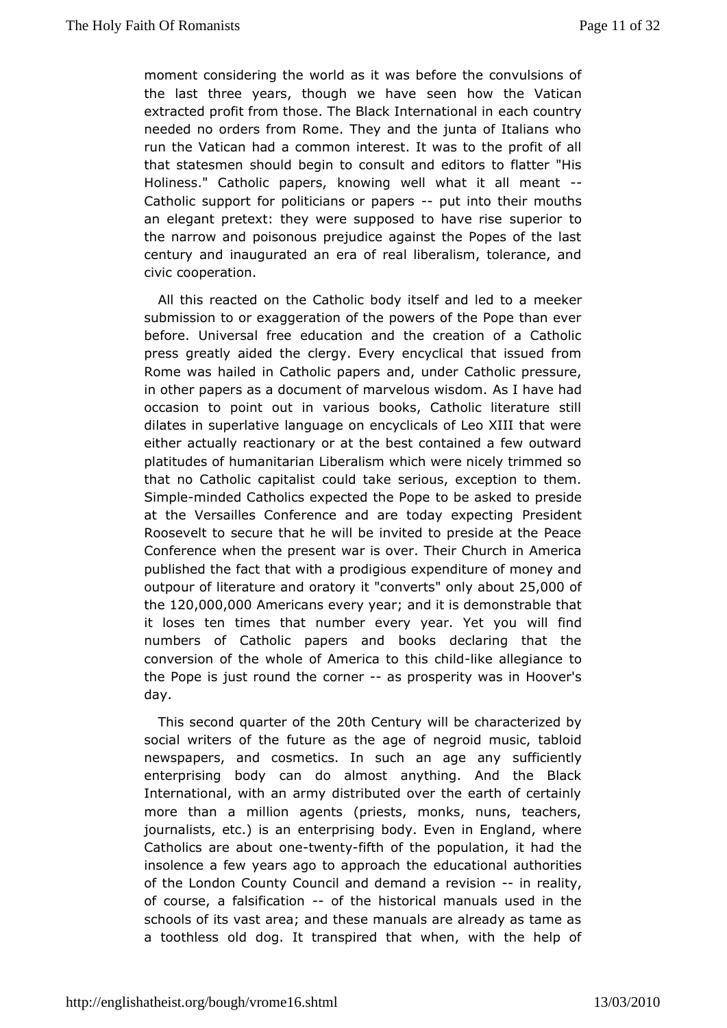moment considering the world as it was before the convulsions of the last three years, though we have seen how the Vatican extracted profit from those. The Black International in each country needed no orders from Rome. They and the junta of Italians who run the Vatican had a common interest. It was to the profit of all that statesmen should begin to consult and editors to flatter "His Holiness." Catholic papers, knowing well what it all meant -- Catholic support for politicians or papers -- put into their mouths an elegant pretext: they were supposed to have rise superior to the narrow and poisonous prejudice against the Popes of the last century and inaugurated an era of real liberalism, tolerance, and civic cooperation.

All this reacted on the Catholic body itself and led to a meeker submission to or exaggeration of the powers of the Pope than ever before. Universal free education and the creation of a Catholic press greatly aided the clergy. Every encyclical that issued from Rome was hailed in Catholic papers and, under Catholic pressure, in other papers as a document of marvelous wisdom. As I have had occasion to point out in various books, Catholic literature still dilates in superlative language on encyclicals of Leo XIII that were either actually reactionary or at the best contained a few outward platitudes of humanitarian Liberalism which were nicely trimmed so that no Catholic capitalist could take serious, exception to them. Simple-minded Catholics expected the Pope to be asked to preside at the Versailles Conference and are today expecting President Roosevelt to secure that he will be invited to preside at the Peace Conference when the present war is over. Their Church in America published the fact that with a prodigious expenditure of money and outpour of literature and oratory it "converts" only about 25,000 of the 120,000,000 Americans every year; and it is demonstrable that it loses ten times that number every year. Yet you will find numbers of Catholic papers and books declaring that the conversion of the whole of America to this child-like allegiance to the Pope is just round the corner -- as prosperity was in Hoover's day.

This second quarter of the 20th Century will be characterized by social writers of the future as the age of negroid music, tabloid newspapers, and cosmetics. In such an age any sufficiently enterprising body can do almost anything. And the Black International, with an army distributed over the earth of certainly more than a million agents (priests, monks, nuns, teachers, journalists, etc.) is an enterprising body. Even in England, where Catholics are about one-twenty-fifth of the population, it had the insolence a few years ago to approach the educational authorities of the London County Council and demand a revision -- in reality, of course, a falsification -- of the historical manuals used in the schools of its vast area; and these manuals are already as tame as a toothless old dog. It transpired that when, with the help of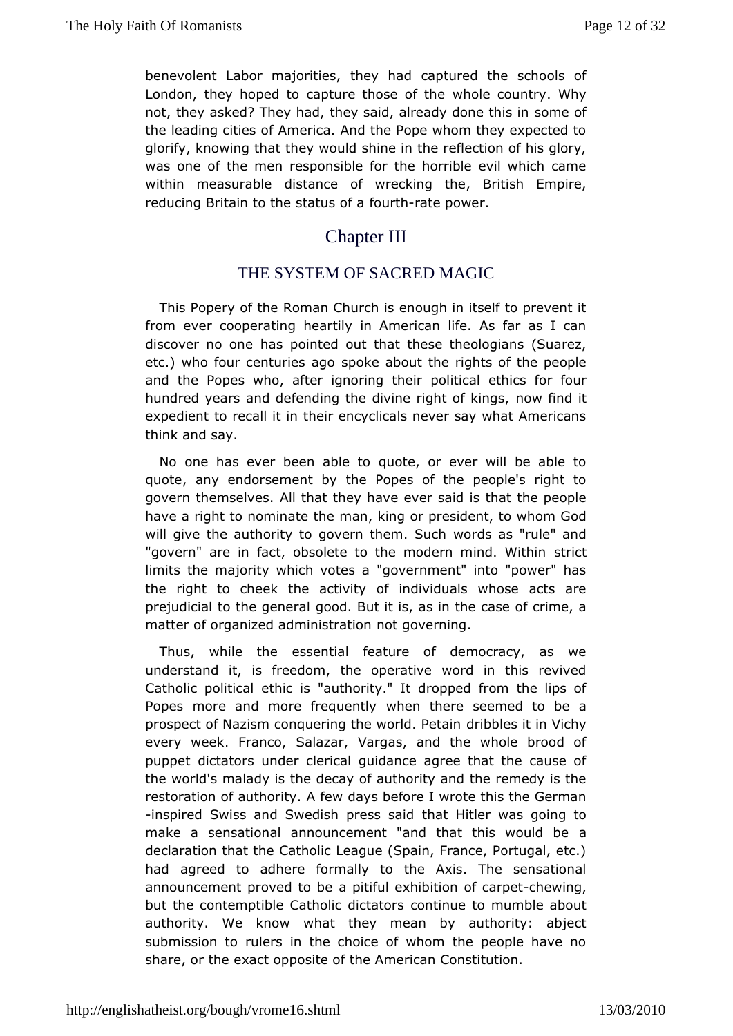benevolent Labor majorities, they had captured the schools of London, they hoped to capture those of the whole country. Why not, they asked? They had, they said, already done this in some of the leading cities of America. And the Pope whom they expected to glorify, knowing that they would shine in the reflection of his glory, was one of the men responsible for the horrible evil which came within measurable distance of wrecking the, British Empire, reducing Britain to the status of a fourth-rate power.

## Chapter III

### THE SYSTEM OF SACRED MAGIC

This Popery of the Roman Church is enough in itself to prevent it from ever cooperating heartily in American life. As far as I can discover no one has pointed out that these theologians (Suarez, etc.) who four centuries ago spoke about the rights of the people and the Popes who, after ignoring their political ethics for four hundred years and defending the divine right of kings, now find it expedient to recall it in their encyclicals never say what Americans think and say.

No one has ever been able to quote, or ever will be able to quote, any endorsement by the Popes of the people's right to govern themselves. All that they have ever said is that the people have a right to nominate the man, king or president, to whom God will give the authority to govern them. Such words as "rule" and "govern" are in fact, obsolete to the modern mind. Within strict limits the majority which votes a "government" into "power" has the right to cheek the activity of individuals whose acts are prejudicial to the general good. But it is, as in the case of crime, a matter of organized administration not governing.

Thus, while the essential feature of democracy, as we understand it, is freedom, the operative word in this revived Catholic political ethic is "authority." It dropped from the lips of Popes more and more frequently when there seemed to be a prospect of Nazism conquering the world. Petain dribbles it in Vichy every week. Franco, Salazar, Vargas, and the whole brood of puppet dictators under clerical guidance agree that the cause of the world's malady is the decay of authority and the remedy is the restoration of authority. A few days before I wrote this the German-inspired Swiss and Swedish press said that Hitler was going to make a sensational announcement "and that this would be a declaration that the Catholic League (Spain, France, Portugal, etc.) had agreed to adhere formally to the Axis. The sensational announcement proved to be a pitiful exhibition of carpet-chewing, but the contemptible Catholic dictators continue to mumble about authority. We know what they mean by authority: abject submission to rulers in the choice of whom the people have no share, or the exact opposite of the American Constitution.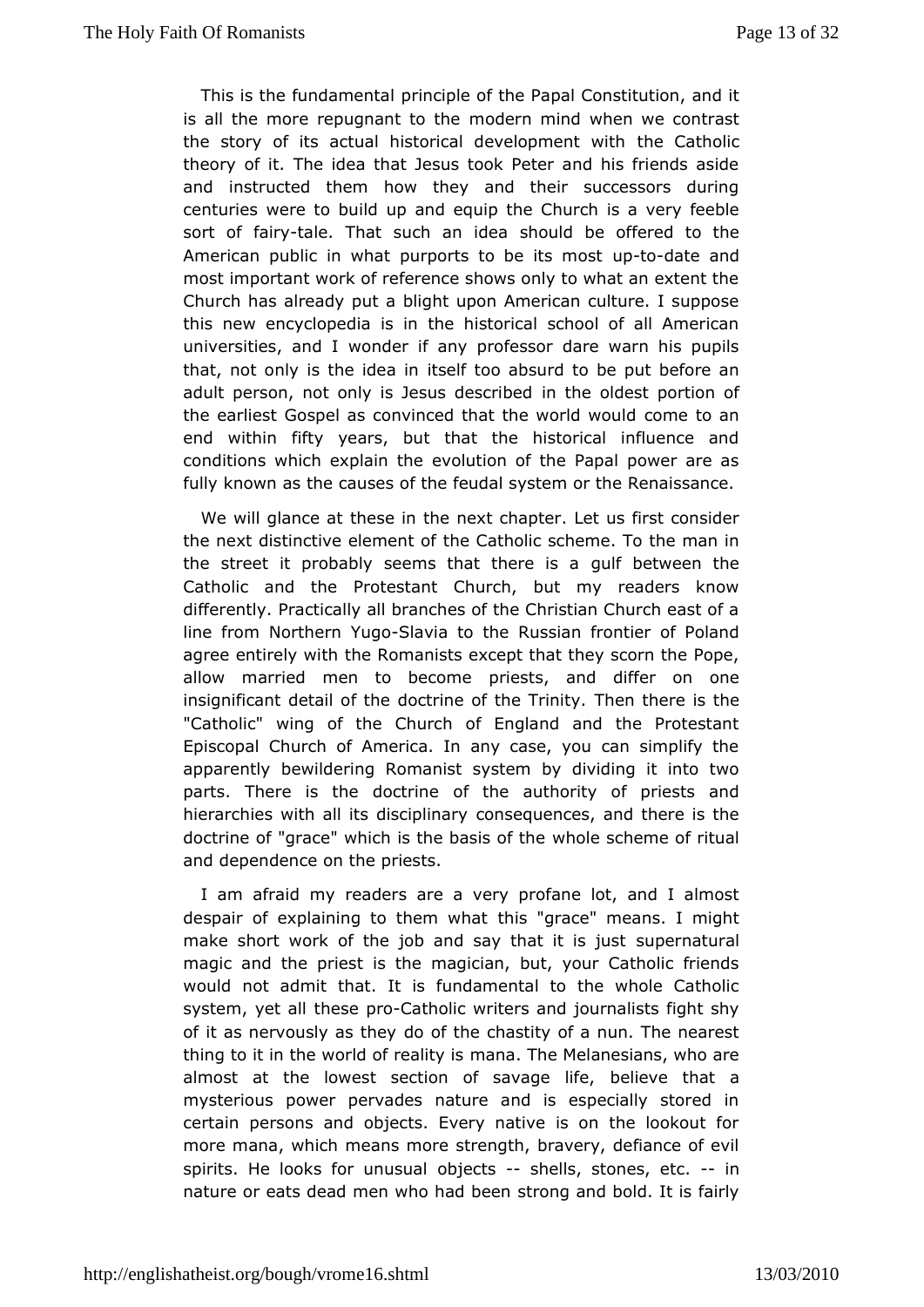This is the fundamental principle of the Papal Constitution, and it is all the more repugnant to the modern mind when we contrast the story of its actual historical development with the Catholic theory of it. The idea that Jesus took Peter and his friends aside and instructed them how they and their successors during centuries were to build up and equip the Church is a very feeble sort of fairy-tale. That such an idea should be offered to the American public in what purports to be its most up-to-date and most important work of reference shows only to what an extent the Church has already put a blight upon American culture. I suppose this new encyclopedia is in the historical school of all American universities, and I wonder if any professor dare warn his pupils that, not only is the idea in itself too absurd to be put before an adult person, not only is Jesus described in the oldest portion of the earliest Gospel as convinced that the world would come to an end within fifty years, but that the historical influence and conditions which explain the evolution of the Papal power are as fully known as the causes of the feudal system or the Renaissance.

We will glance at these in the next chapter. Let us first consider the next distinctive element of the Catholic scheme. To the man in the street it probably seems that there is a gulf between the Catholic and the Protestant Church, but my readers know differently. Practically all branches of the Christian Church east of a line from Northern Yugo-Slavia to the Russian frontier of Poland agree entirely with the Romanists except that they scorn the Pope, allow married men to become priests, and differ on one insignificant detail of the doctrine of the Trinity. Then there is the "Catholic" wing of the Church of England and the Protestant Episcopal Church of America. In any case, you can simplify the apparently bewildering Romanist system by dividing it into two parts. There is the doctrine of the authority of priests and hierarchies with all its disciplinary consequences, and there is the doctrine of "grace" which is the basis of the whole scheme of ritual and dependence on the priests.

I am afraid my readers are a very profane lot, and I almost despair of explaining to them what this "grace" means. I might make short work of the job and say that it is just supernatural magic and the priest is the magician, but, your Catholic friends would not admit that. It is fundamental to the whole Catholic system, yet all these pro-Catholic writers and journalists fight shy of it as nervously as they do of the chastity of a nun. The nearest thing to it in the world of reality is mana. The Melanesians, who are almost at the lowest section of savage life, believe that a mysterious power pervades nature and is especially stored in certain persons and objects. Every native is on the lookout for more mana, which means more strength, bravery, defiance of evil spirits. He looks for unusual objects -- shells, stones, etc. -- in nature or eats dead men who had been strong and bold. It is fairly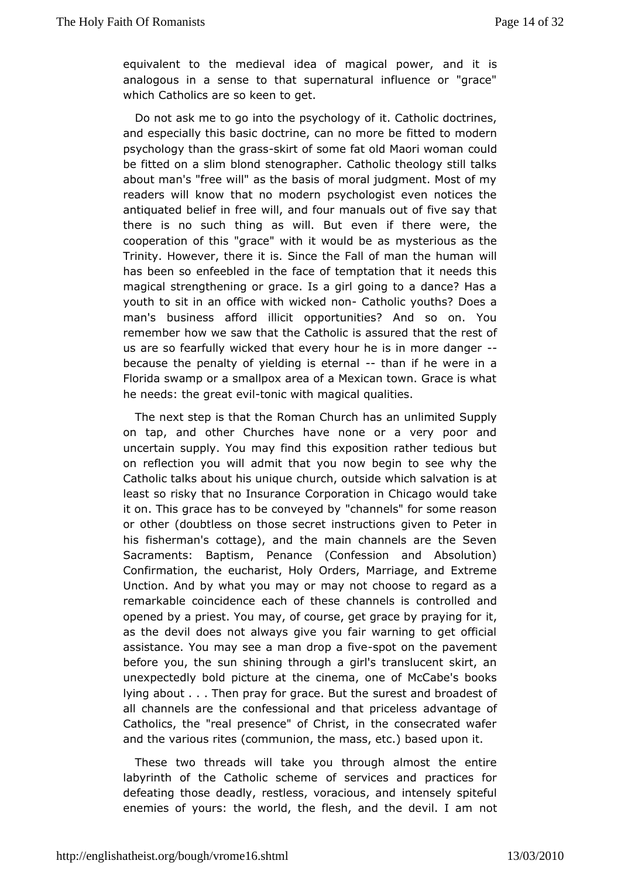equivalent to the medieval idea of magical power, and it is analogous in a sense to that supernatural influence or "grace" which Catholics are so keen to get.

Do not ask me to go into the psychology of it. Catholic doctrines, and especially this basic doctrine, can no more be fitted to modern psychology than the grass-skirt of some fat old Maori woman could be fitted on a slim blond stenographer. Catholic theology still talks about man's "free will" as the basis of moral judgment. Most of my readers will know that no modern psychologist even notices the antiquated belief in free will, and four manuals out of five say that there is no such thing as will. But even if there were, the cooperation of this "grace" with it would be as mysterious as the Trinity. However, there it is. Since the Fall of man the human will has been so enfeebled in the face of temptation that it needs this magical strengthening or grace. Is a girl going to a dance? Has a youth to sit in an office with wicked non- Catholic youths? Does a man's business afford illicit opportunities? And so on. You remember how we saw that the Catholic is assured that the rest of us are so fearfully wicked that every hour he is in more danger -- because the penalty of yielding is eternal -- than if he were in a Florida swamp or a smallpox area of a Mexican town. Grace is what he needs: the great evil-tonic with magical qualities.

The next step is that the Roman Church has an unlimited Supply on tap, and other Churches have none or a very poor and uncertain supply. You may find this exposition rather tedious but on reflection you will admit that you now begin to see why the Catholic talks about his unique church, outside which salvation is at least so risky that no Insurance Corporation in Chicago would take it on. This grace has to be conveyed by "channels" for some reason or other (doubtless on those secret instructions given to Peter in his fisherman's cottage), and the main channels are the Seven Sacraments: Baptism, Penance (Confession and Absolution) Confirmation, the eucharist, Holy Orders, Marriage, and Extreme Unction. And by what you may or may not choose to regard as a remarkable coincidence each of these channels is controlled and opened by a priest. You may, of course, get grace by praying for it, as the devil does not always give you fair warning to get official assistance. You may see a man drop a five-spot on the pavement before you, the sun shining through a girl's translucent skirt, an unexpectedly bold picture at the cinema, one of McCabe's books lying about . . . Then pray for grace. But the surest and broadest of all channels are the confessional and that priceless advantage of Catholics, the "real presence" of Christ, in the consecrated wafer and the various rites (communion, the mass, etc.) based upon it.

These two threads will take you through almost the entire labyrinth of the Catholic scheme of services and practices for defeating those deadly, restless, voracious, and intensely spiteful enemies of yours: the world, the flesh, and the devil. I am not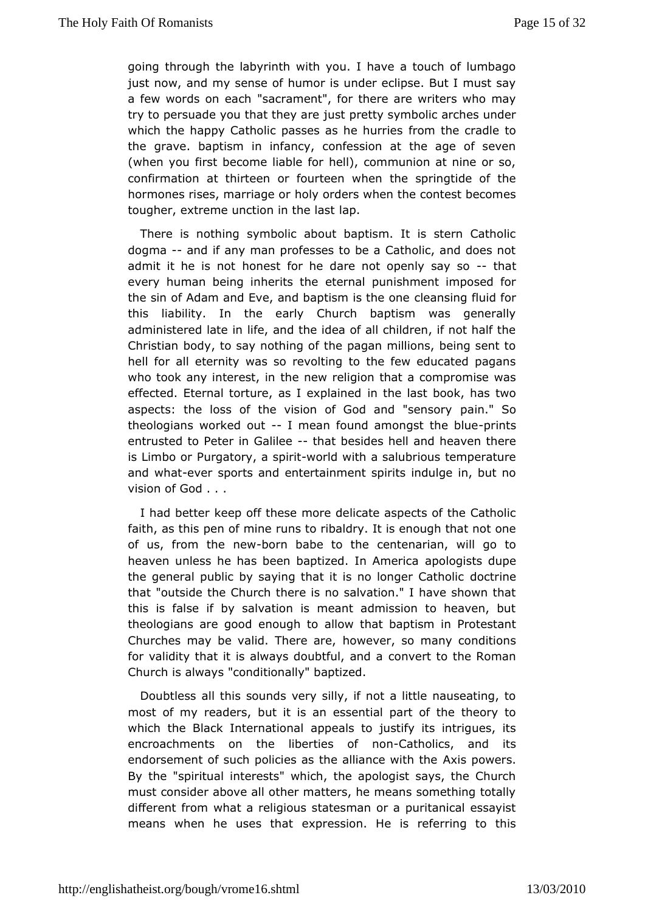going through the labyrinth with you. I have a touch of lumbago just now, and my sense of humor is under eclipse. But I must say a few words on each "sacrament", for there are writers who may try to persuade you that they are just pretty symbolic arches under which the happy Catholic passes as he hurries from the cradle to the grave. baptism in infancy, confession at the age of seven (when you first become liable for hell), communion at nine or so, confirmation at thirteen or fourteen when the springtide of the hormones rises, marriage or holy orders when the contest becomes tougher, extreme unction in the last lap.

There is nothing symbolic about baptism. It is stern Catholic dogma -- and if any man professes to be a Catholic, and does not admit it he is not honest for he dare not openly say so -- that every human being inherits the eternal punishment imposed for the sin of Adam and Eve, and baptism is the one cleansing fluid for this liability. In the early Church baptism was generally administered late in life, and the idea of all children, if not half the Christian body, to say nothing of the pagan millions, being sent to hell for all eternity was so revolting to the few educated pagans who took any interest, in the new religion that a compromise was effected. Eternal torture, as I explained in the last book, has two aspects: the loss of the vision of God and "sensory pain." So theologians worked out -- I mean found amongst the blue-prints entrusted to Peter in Galilee -- that besides hell and heaven there is Limbo or Purgatory, a spirit-world with a salubrious temperature and what-ever sports and entertainment spirits indulge in, but no vision of God . . .

I had better keep off these more delicate aspects of the Catholic faith, as this pen of mine runs to ribaldry. It is enough that not one of us, from the new-born babe to the centenarian, will go to heaven unless he has been baptized. In America apologists dupe the general public by saying that it is no longer Catholic doctrine that "outside the Church there is no salvation." I have shown that this is false if by salvation is meant admission to heaven, but theologians are good enough to allow that baptism in Protestant Churches may be valid. There are, however, so many conditions for validity that it is always doubtful, and a convert to the Roman Church is always "conditionally" baptized.

Doubtless all this sounds very silly, if not a little nauseating, to most of my readers, but it is an essential part of the theory to which the Black International appeals to justify its intrigues, its encroachments on the liberties of non-Catholics, and its endorsement of such policies as the alliance with the Axis powers. By the "spiritual interests" which, the apologist says, the Church must consider above all other matters, he means something totally different from what a religious statesman or a puritanical essayist means when he uses that expression. He is referring to this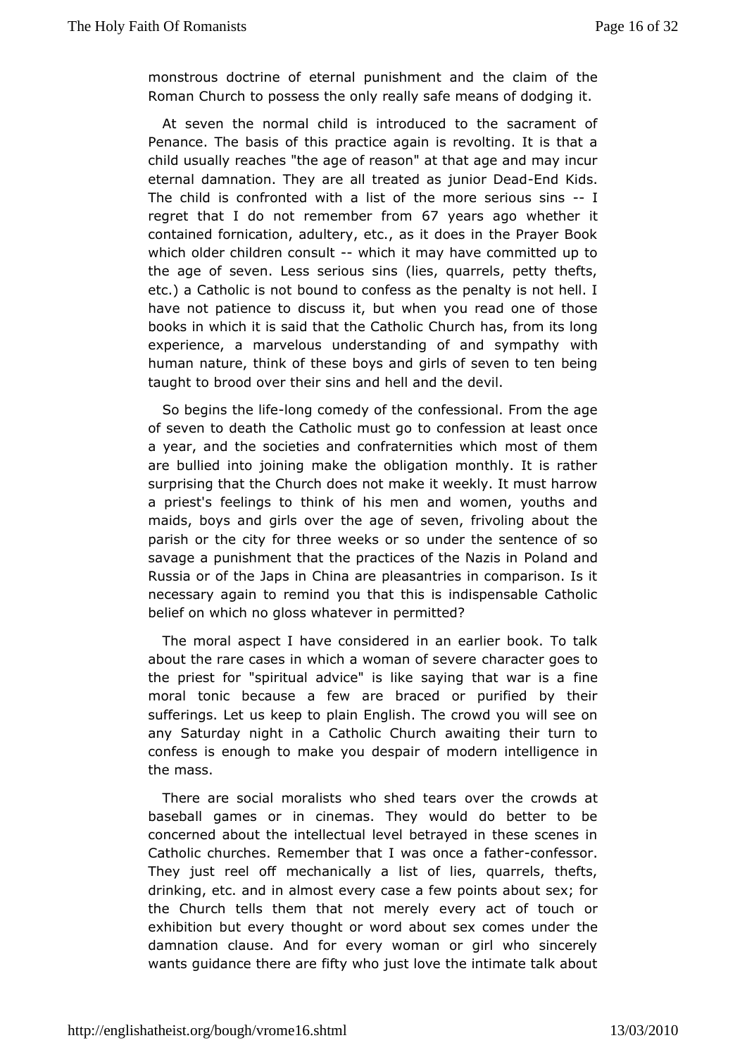monstrous doctrine of eternal punishment and the claim of the Roman Church to possess the only really safe means of dodging it.

At seven the normal child is introduced to the sacrament of Penance. The basis of this practice again is revolting. It is that a child usually reaches "the age of reason" at that age and may incur eternal damnation. They are all treated as junior Dead-End Kids. The child is confronted with a list of the more serious sins -- I regret that I do not remember from 67 years ago whether it contained fornication, adultery, etc., as it does in the Prayer Book which older children consult -- which it may have committed up to the age of seven. Less serious sins (lies, quarrels, petty thefts, etc.) a Catholic is not bound to confess as the penalty is not hell. I have not patience to discuss it, but when you read one of those books in which it is said that the Catholic Church has, from its long experience, a marvelous understanding of and sympathy with human nature, think of these boys and girls of seven to ten being taught to brood over their sins and hell and the devil.

So begins the life-long comedy of the confessional. From the age of seven to death the Catholic must go to confession at least once a year, and the societies and confraternities which most of them are bullied into joining make the obligation monthly. It is rather surprising that the Church does not make it weekly. It must harrow a priest's feelings to think of his men and women, youths and maids, boys and girls over the age of seven, frivoling about the parish or the city for three weeks or so under the sentence of so savage a punishment that the practices of the Nazis in Poland and Russia or of the Japs in China are pleasantries in comparison. Is it necessary again to remind you that this is indispensable Catholic belief on which no gloss whatever in permitted?

The moral aspect I have considered in an earlier book. To talk about the rare cases in which a woman of severe character goes to the priest for "spiritual advice" is like saying that war is a fine moral tonic because a few are braced or purified by their sufferings. Let us keep to plain English. The crowd you will see on any Saturday night in a Catholic Church awaiting their turn to confess is enough to make you despair of modern intelligence in the mass.

There are social moralists who shed tears over the crowds at baseball games or in cinemas. They would do better to be concerned about the intellectual level betrayed in these scenes in Catholic churches. Remember that I was once a father-confessor. They just reel off mechanically a list of lies, quarrels, thefts, drinking, etc. and in almost every case a few points about sex; for the Church tells them that not merely every act of touch or exhibition but every thought or word about sex comes under the damnation clause. And for every woman or girl who sincerely wants guidance there are fifty who just love the intimate talk about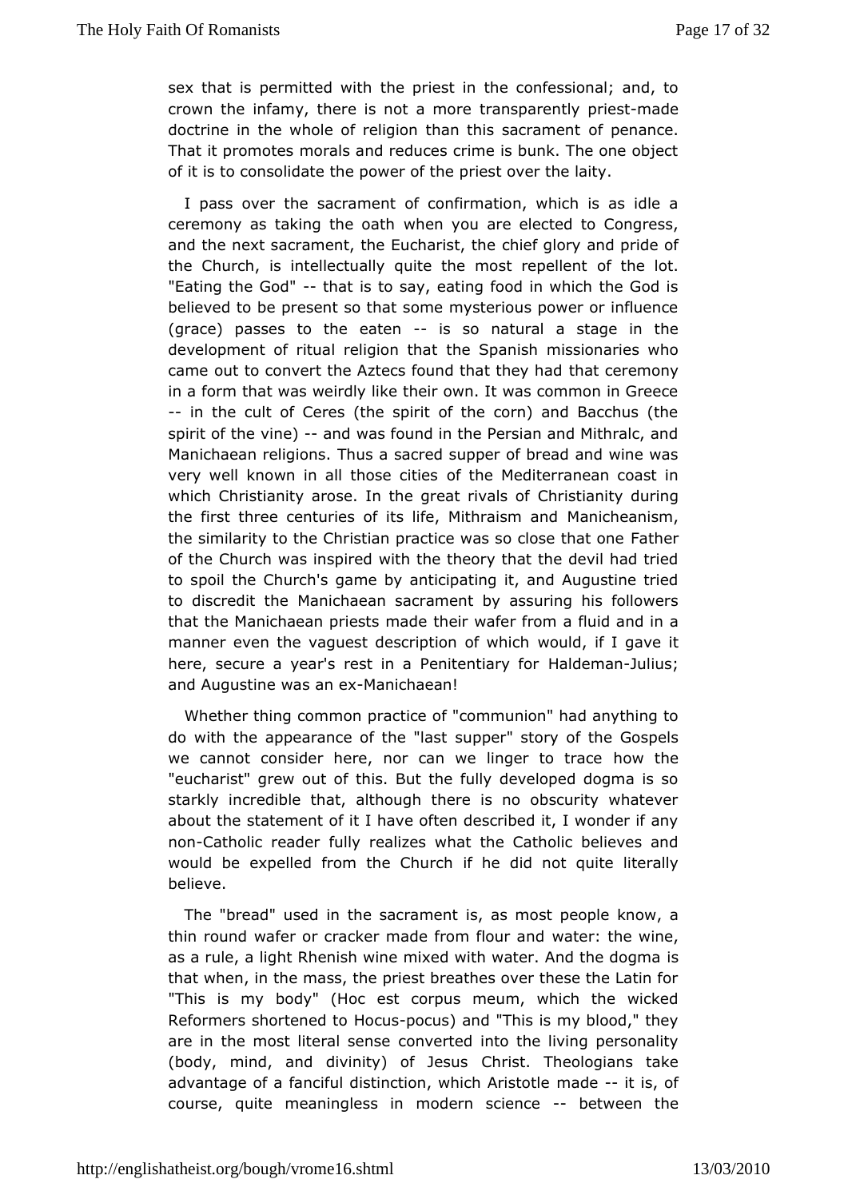sex that is permitted with the priest in the confessional; and, to crown the infamy, there is not a more transparently priest-made doctrine in the whole of religion than this sacrament of penance. That it promotes morals and reduces crime is bunk. The one object of it is to consolidate the power of the priest over the laity.

I pass over the sacrament of confirmation, which is as idle a ceremony as taking the oath when you are elected to Congress, and the next sacrament, the Eucharist, the chief glory and pride of the Church, is intellectually quite the most repellent of the lot. "Eating the God" -- that is to say, eating food in which the God is believed to be present so that some mysterious power or influence (grace) passes to the eaten -- is so natural a stage in the development of ritual religion that the Spanish missionaries who came out to convert the Aztecs found that they had that ceremony in a form that was weirdly like their own. It was common in Greece -- in the cult of Ceres (the spirit of the corn) and Bacchus (the spirit of the vine) -- and was found in the Persian and Mithralc, and Manichaean religions. Thus a sacred supper of bread and wine was very well known in all those cities of the Mediterranean coast in which Christianity arose. In the great rivals of Christianity during the first three centuries of its life, Mithraism and Manicheanism, the similarity to the Christian practice was so close that one Father of the Church was inspired with the theory that the devil had tried to spoil the Church's game by anticipating it, and Augustine tried to discredit the Manichaean sacrament by assuring his followers that the Manichaean priests made their wafer from a fluid and in a manner even the vaguest description of which would, if I gave it here, secure a year's rest in a Penitentiary for Haldeman-Julius; and Augustine was an ex-Manichaean!

Whether thing common practice of "communion" had anything to do with the appearance of the "last supper" story of the Gospels we cannot consider here, nor can we linger to trace how the "eucharist" grew out of this. But the fully developed dogma is so starkly incredible that, although there is no obscurity whatever about the statement of it I have often described it, I wonder if any non-Catholic reader fully realizes what the Catholic believes and would be expelled from the Church if he did not quite literally believe.

The "bread" used in the sacrament is, as most people know, a thin round wafer or cracker made from flour and water: the wine, as a rule, a light Rhenish wine mixed with water. And the dogma is that when, in the mass, the priest breathes over these the Latin for "This is my body" (Hoc est corpus meum, which the wicked Reformers shortened to Hocus-pocus) and "This is my blood," they are in the most literal sense converted into the living personality (body, mind, and divinity) of Jesus Christ. Theologians take advantage of a fanciful distinction, which Aristotle made -- it is, of course, quite meaningless in modern science -- between the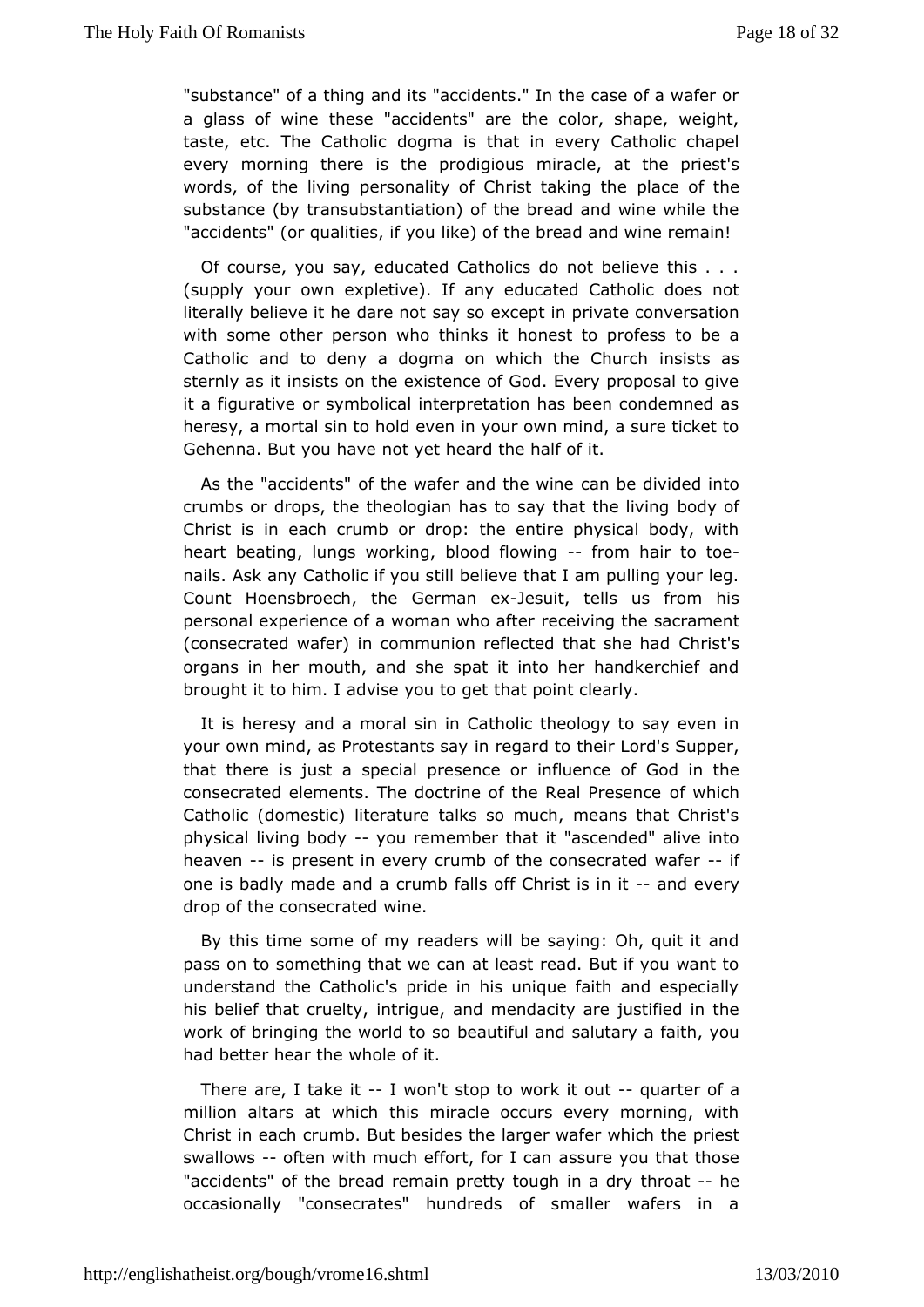"substance" of a thing and its "accidents." In the case of a wafer or a glass of wine these "accidents" are the color, shape, weight, taste, etc. The Catholic dogma is that in every Catholic chapel every morning there is the prodigious miracle, at the priest's words, of the living personality of Christ taking the place of the substance (by transubstantiation) of the bread and wine while the "accidents" (or qualities, if you like) of the bread and wine remain!

Of course, you say, educated Catholics do not believe this . . . (supply your own expletive). If any educated Catholic does not literally believe it he dare not say so except in private conversation with some other person who thinks it honest to profess to be a Catholic and to deny a dogma on which the Church insists as sternly as it insists on the existence of God. Every proposal to give it a figurative or symbolical interpretation has been condemned as heresy, a mortal sin to hold even in your own mind, a sure ticket to Gehenna. But you have not yet heard the half of it.

As the "accidents" of the wafer and the wine can be divided into crumbs or drops, the theologian has to say that the living body of Christ is in each crumb or drop: the entire physical body, with heart beating, lungs working, blood flowing -- from hair to toe-nails. Ask any Catholic if you still believe that I am pulling your leg. Count Hoensbroech, the German ex-Jesuit, tells us from his personal experience of a woman who after receiving the sacrament (consecrated wafer) in communion reflected that she had Christ's organs in her mouth, and she spat it into her handkerchief and brought it to him. I advise you to get that point clearly.

It is heresy and a moral sin in Catholic theology to say even in your own mind, as Protestants say in regard to their Lord's Supper, that there is just a special presence or influence of God in the consecrated elements. The doctrine of the Real Presence of which Catholic (domestic) literature talks so much, means that Christ's physical living body -- you remember that it "ascended" alive into heaven -- is present in every crumb of the consecrated wafer -- if one is badly made and a crumb falls off Christ is in it -- and every drop of the consecrated wine.

By this time some of my readers will be saying: Oh, quit it and pass on to something that we can at least read. But if you want to understand the Catholic's pride in his unique faith and especially his belief that cruelty, intrigue, and mendacity are justified in the work of bringing the world to so beautiful and salutary a faith, you had better hear the whole of it.

There are, I take it -- I won't stop to work it out -- quarter of a million altars at which this miracle occurs every morning, with Christ in each crumb. But besides the larger wafer which the priest swallows -- often with much effort, for I can assure you that those "accidents" of the bread remain pretty tough in a dry throat -- he occasionally "consecrates" hundreds of smaller wafers in a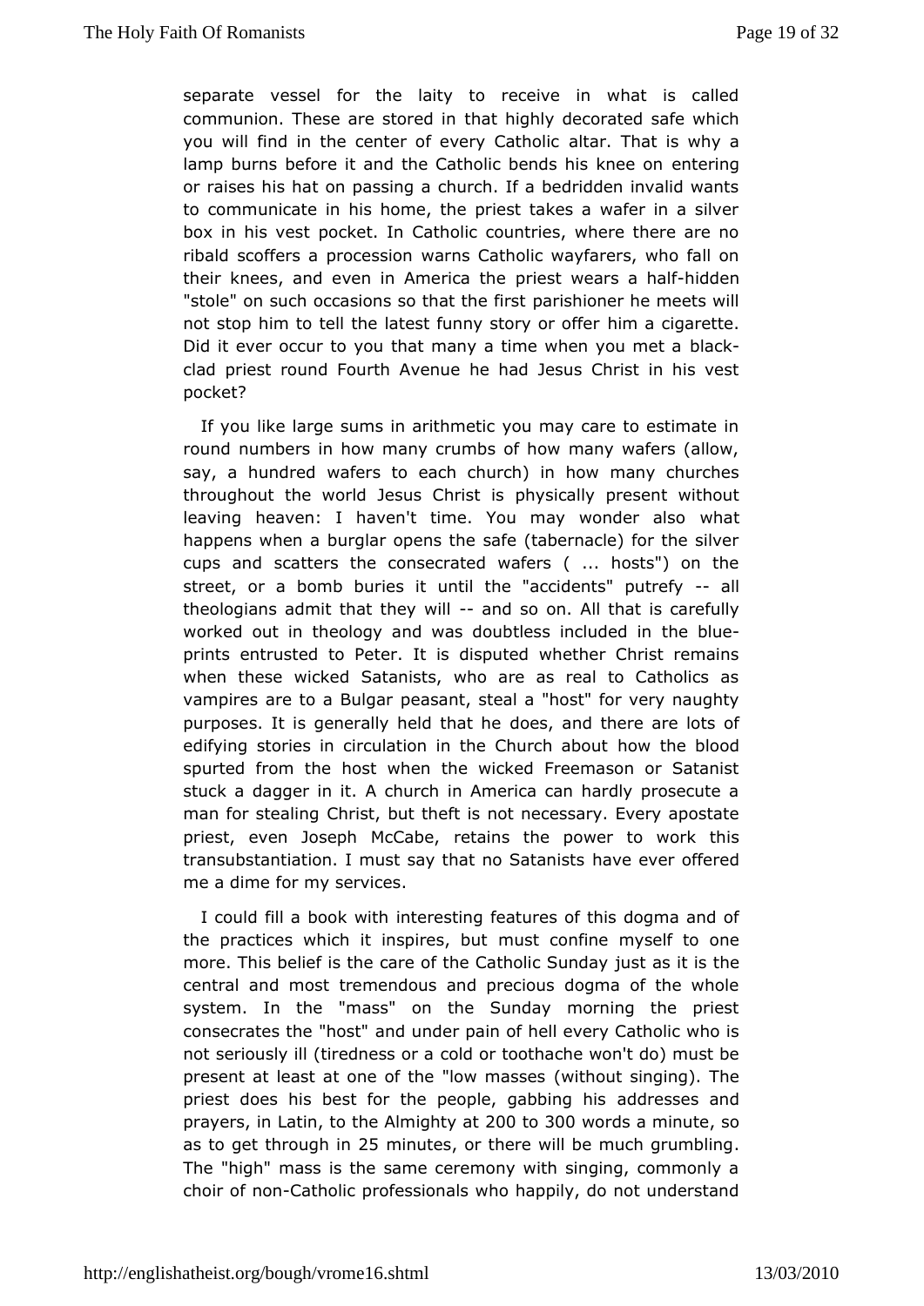separate vessel for the laity to receive in what is called communion. These are stored in that highly decorated safe which you will find in the center of every Catholic altar. That is why a lamp burns before it and the Catholic bends his knee on entering or raises his hat on passing a church. If a bedridden invalid wants to communicate in his home, the priest takes a wafer in a silver box in his vest pocket. In Catholic countries, where there are no ribald scoffers a procession warns Catholic wayfarers, who fall on their knees, and even in America the priest wears a half-hidden "stole" on such occasions so that the first parishioner he meets will not stop him to tell the latest funny story or offer him a cigarette. Did it ever occur to you that many a time when you met a black-clad priest round Fourth Avenue he had Jesus Christ in his vest pocket?

If you like large sums in arithmetic you may care to estimate in round numbers in how many crumbs of how many wafers (allow, say, a hundred wafers to each church) in how many churches throughout the world Jesus Christ is physically present without leaving heaven: I haven't time. You may wonder also what happens when a burglar opens the safe (tabernacle) for the silver cups and scatters the consecrated wafers ( ... hosts") on the street, or a bomb buries it until the "accidents" putrefy -- all theologians admit that they will -- and so on. All that is carefully worked out in theology and was doubtless included in the blue-prints entrusted to Peter. It is disputed whether Christ remains when these wicked Satanists, who are as real to Catholics as vampires are to a Bulgar peasant, steal a "host" for very naughty purposes. It is generally held that he does, and there are lots of edifying stories in circulation in the Church about how the blood spurted from the host when the wicked Freemason or Satanist stuck a dagger in it. A church in America can hardly prosecute a man for stealing Christ, but theft is not necessary. Every apostate priest, even Joseph McCabe, retains the power to work this transubstantiation. I must say that no Satanists have ever offered me a dime for my services.

I could fill a book with interesting features of this dogma and of the practices which it inspires, but must confine myself to one more. This belief is the care of the Catholic Sunday just as it is the central and most tremendous and precious dogma of the whole system. In the "mass" on the Sunday morning the priest consecrates the "host" and under pain of hell every Catholic who is not seriously ill (tiredness or a cold or toothache won't do) must be present at least at one of the "low masses (without singing). The priest does his best for the people, gabbing his addresses and prayers, in Latin, to the Almighty at 200 to 300 words a minute, so as to get through in 25 minutes, or there will be much grumbling. The "high" mass is the same ceremony with singing, commonly a choir of non-Catholic professionals who happily, do not understand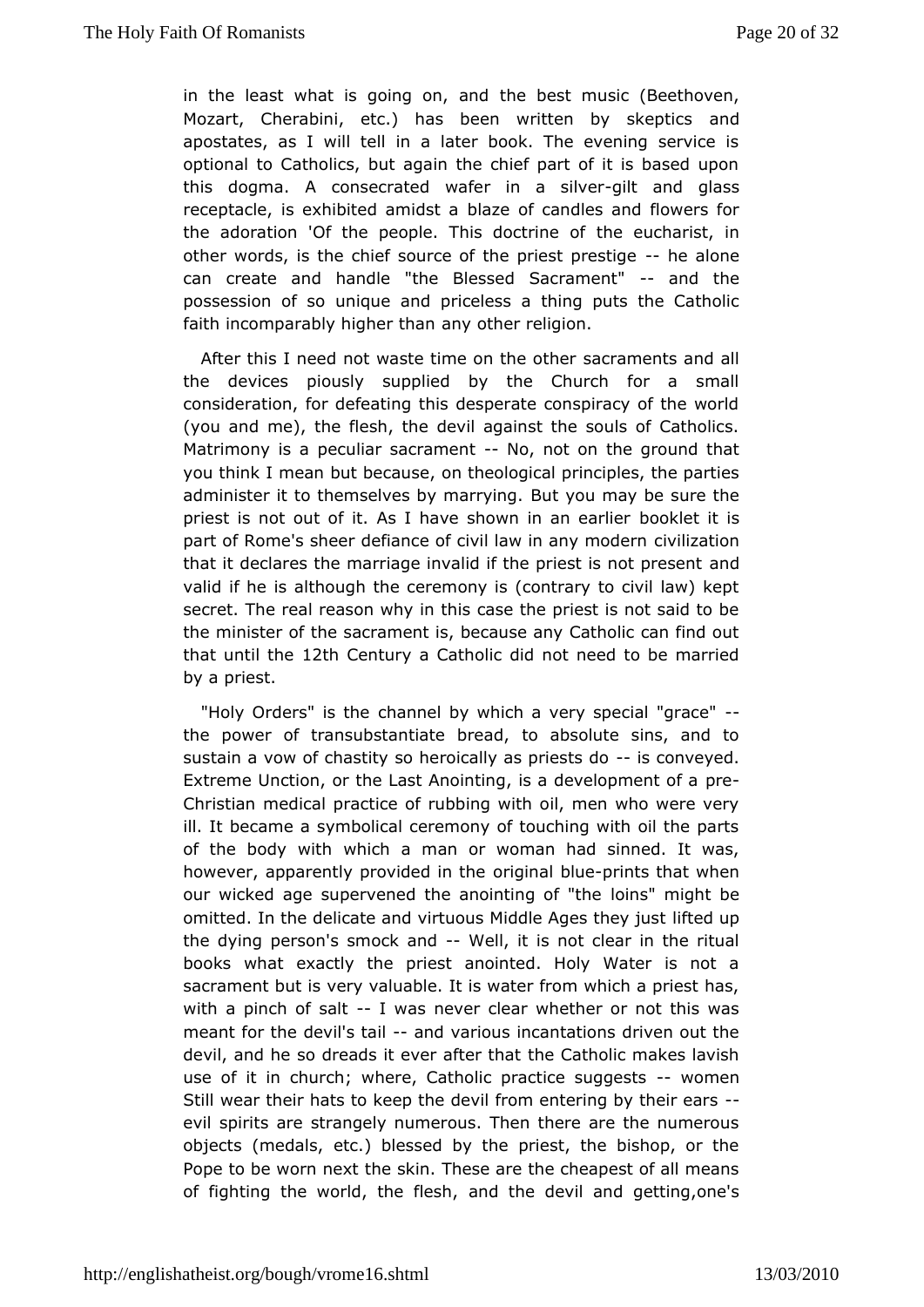in the least what is going on, and the best music (Beethoven, Mozart, Cherabini, etc.) has been written by skeptics and apostates, as I will tell in a later book. The evening service is optional to Catholics, but again the chief part of it is based upon this dogma. A consecrated wafer in a silver-gilt and glass receptacle, is exhibited amidst a blaze of candles and flowers for the adoration 'Of the people. This doctrine of the eucharist, in other words, is the chief source of the priest prestige -- he alone can create and handle "the Blessed Sacrament" -- and the possession of so unique and priceless a thing puts the Catholic faith incomparably higher than any other religion.

After this I need not waste time on the other sacraments and all the devices piously supplied by the Church for a small consideration, for defeating this desperate conspiracy of the world (you and me), the flesh, the devil against the souls of Catholics. Matrimony is a peculiar sacrament -- No, not on the ground that you think I mean but because, on theological principles, the parties administer it to themselves by marrying. But you may be sure the priest is not out of it. As I have shown in an earlier booklet it is part of Rome's sheer defiance of civil law in any modern civilization that it declares the marriage invalid if the priest is not present and valid if he is although the ceremony is (contrary to civil law) kept secret. The real reason why in this case the priest is not said to be the minister of the sacrament is, because any Catholic can find out that until the 12th Century a Catholic did not need to be married by a priest.

"Holy Orders" is the channel by which a very special "grace" -- the power of transubstantiate bread, to absolute sins, and to sustain a vow of chastity so heroically as priests do -- is conveyed. Extreme Unction, or the Last Anointing, is a development of a pre-Christian medical practice of rubbing with oil, men who were very ill. It became a symbolical ceremony of touching with oil the parts of the body with which a man or woman had sinned. It was, however, apparently provided in the original blue-prints that when our wicked age supervened the anointing of "the loins" might be omitted. In the delicate and virtuous Middle Ages they just lifted up the dying person's smock and -- Well, it is not clear in the ritual books what exactly the priest anointed. Holy Water is not a sacrament but is very valuable. It is water from which a priest has, with a pinch of salt -- I was never clear whether or not this was meant for the devil's tail -- and various incantations driven out the devil, and he so dreads it ever after that the Catholic makes lavish use of it in church; where, Catholic practice suggests -- women Still wear their hats to keep the devil from entering by their ears -- evil spirits are strangely numerous. Then there are the numerous objects (medals, etc.) blessed by the priest, the bishop, or the Pope to be worn next the skin. These are the cheapest of all means of fighting the world, the flesh, and the devil and getting,one's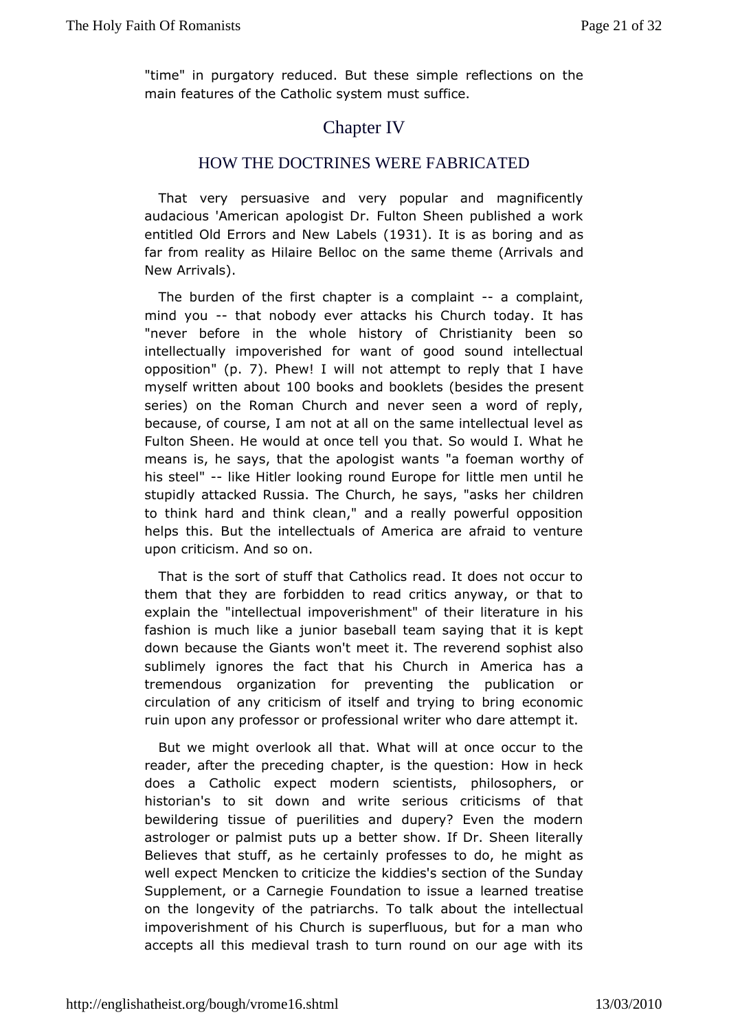"time" in purgatory reduced. But these simple reflections on the main features of the Catholic system must suffice.

# Chapter IV

## HOW THE DOCTRINES WERE FABRICATED

That very persuasive and very popular and magnificently audacious 'American apologist Dr. Fulton Sheen published a work entitled Old Errors and New Labels (1931). It is as boring and as far from reality as Hilaire Belloc on the same theme (Arrivals and New Arrivals).

The burden of the first chapter is a complaint -- a complaint, mind you -- that nobody ever attacks his Church today. It has "never before in the whole history of Christianity been so intellectually impoverished for want of good sound intellectual opposition" (p. 7). Phew! I will not attempt to reply that I have myself written about 100 books and booklets (besides the present series) on the Roman Church and never seen a word of reply, because, of course, I am not at all on the same intellectual level as Fulton Sheen. He would at once tell you that. So would I. What he means is, he says, that the apologist wants "a foeman worthy of his steel" -- like Hitler looking round Europe for little men until he stupidly attacked Russia. The Church, he says, "asks her children to think hard and think clean," and a really powerful opposition helps this. But the intellectuals of America are afraid to venture upon criticism. And so on.

That is the sort of stuff that Catholics read. It does not occur to them that they are forbidden to read critics anyway, or that to explain the "intellectual impoverishment" of their literature in his fashion is much like a junior baseball team saying that it is kept down because the Giants won't meet it. The reverend sophist also sublimely ignores the fact that his Church in America has a tremendous organization for preventing the publication or circulation of any criticism of itself and trying to bring economic ruin upon any professor or professional writer who dare attempt it.

But we might overlook all that. What will at once occur to the reader, after the preceding chapter, is the question: How in heck does a Catholic expect modern scientists, philosophers, or historian's to sit down and write serious criticisms of that bewildering tissue of puerilities and dupery? Even the modern astrologer or palmist puts up a better show. If Dr. Sheen literally Believes that stuff, as he certainly professes to do, he might as well expect Mencken to criticize the kiddies's section of the Sunday Supplement, or a Carnegie Foundation to issue a learned treatise on the longevity of the patriarchs. To talk about the intellectual impoverishment of his Church is superfluous, but for a man who accepts all this medieval trash to turn round on our age with its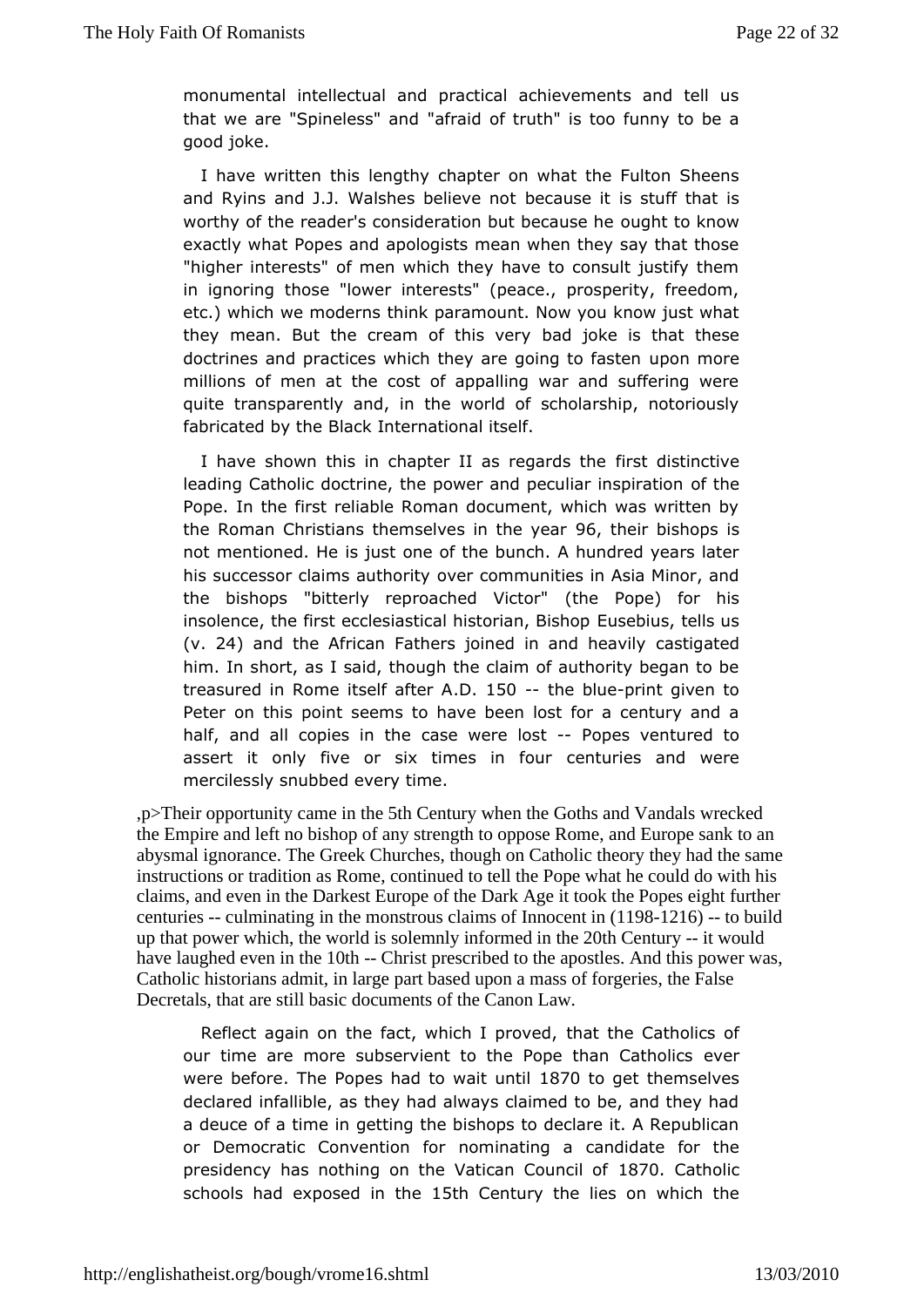monumental intellectual and practical achievements and tell us that we are "Spineless" and "afraid of truth" is too funny to be a good joke.

I have written this lengthy chapter on what the Fulton Sheens and Ryins and J.J. Walshes believe not because it is stuff that is worthy of the reader's consideration but because he ought to know exactly what Popes and apologists mean when they say that those "higher interests" of men which they have to consult justify them in ignoring those "lower interests" (peace., prosperity, freedom, etc.) which we moderns think paramount. Now you know just what they mean. But the cream of this very bad joke is that these doctrines and practices which they are going to fasten upon more millions of men at the cost of appalling war and suffering were quite transparently and, in the world of scholarship, notoriously fabricated by the Black International itself.

I have shown this in chapter II as regards the first distinctive leading Catholic doctrine, the power and peculiar inspiration of the Pope. In the first reliable Roman document, which was written by the Roman Christians themselves in the year 96, their bishops is not mentioned. He is just one of the bunch. A hundred years later his successor claims authority over communities in Asia Minor, and the bishops "bitterly reproached Victor" (the Pope) for his insolence, the first ecclesiastical historian, Bishop Eusebius, tells us (v. 24) and the African Fathers joined in and heavily castigated him. In short, as I said, though the claim of authority began to be treasured in Rome itself after A.D. 150 -- the blue-print given to Peter on this point seems to have been lost for a century and a half, and all copies in the case were lost -- Popes ventured to assert it only five or six times in four centuries and were mercilessly snubbed every time.

,p>Their opportunity came in the 5th Century when the Goths and Vandals wrecked the Empire and left no bishop of any strength to oppose Rome, and Europe sank to an abysmal ignorance. The Greek Churches, though on Catholic theory they had the same instructions or tradition as Rome, continued to tell the Pope what he could do with his claims, and even in the Darkest Europe of the Dark Age it took the Popes eight further centuries -- culminating in the monstrous claims of Innocent in (1198-1216) -- to build up that power which, the world is solemnly informed in the 20th Century -- it would have laughed even in the 10th -- Christ prescribed to the apostles. And this power was, Catholic historians admit, in large part based upon a mass of forgeries, the False Decretals, that are still basic documents of the Canon Law.

Reflect again on the fact, which I proved, that the Catholics of our time are more subservient to the Pope than Catholics ever were before. The Popes had to wait until 1870 to get themselves declared infallible, as they had always claimed to be, and they had a deuce of a time in getting the bishops to declare it. A Republican or Democratic Convention for nominating a candidate for the presidency has nothing on the Vatican Council of 1870. Catholic schools had exposed in the 15th Century the lies on which the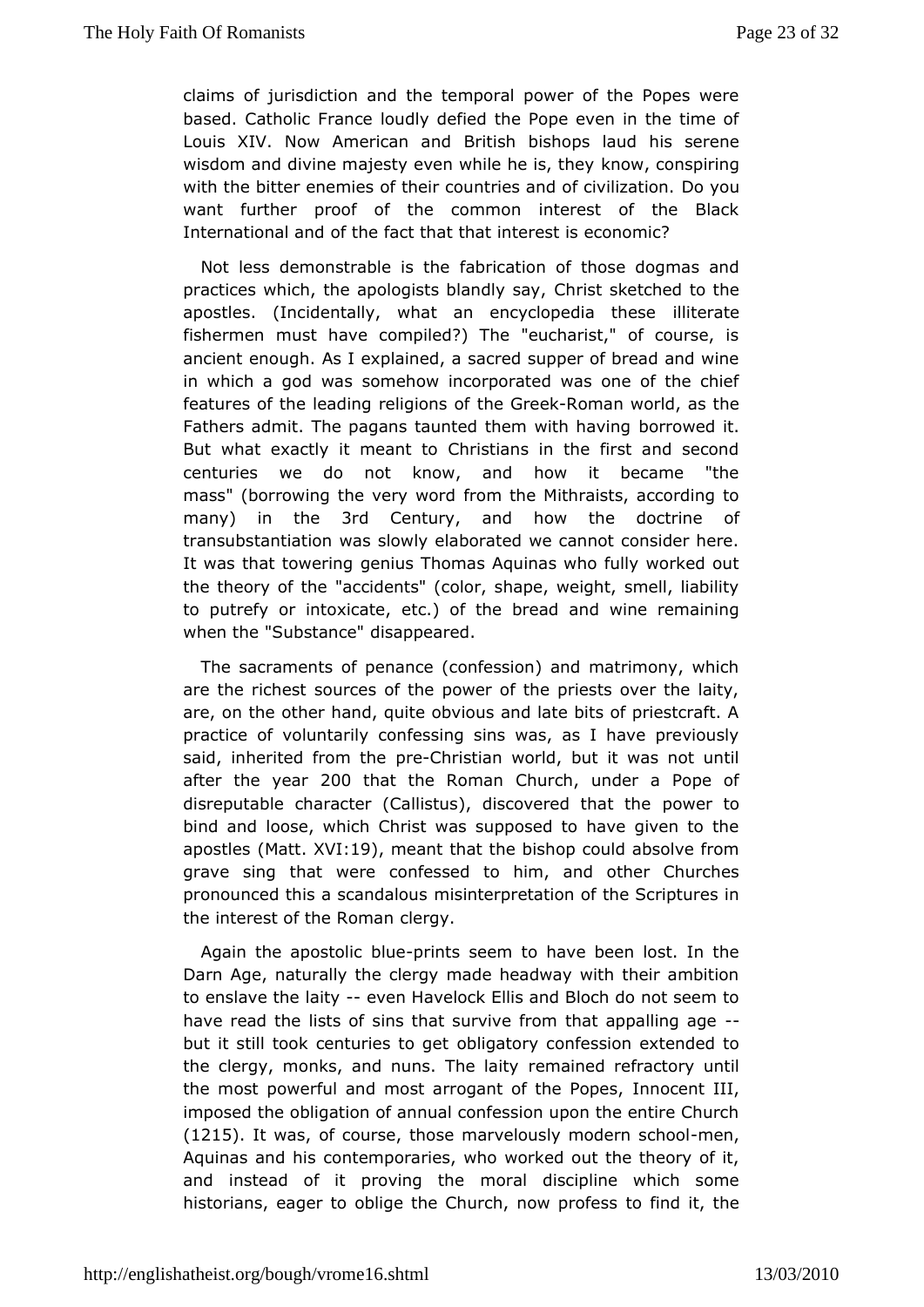claims of jurisdiction and the temporal power of the Popes were based. Catholic France loudly defied the Pope even in the time of Louis XIV. Now American and British bishops laud his serene wisdom and divine majesty even while he is, they know, conspiring with the bitter enemies of their countries and of civilization. Do you want further proof of the common interest of the Black International and of the fact that that interest is economic?

Not less demonstrable is the fabrication of those dogmas and practices which, the apologists blandly say, Christ sketched to the apostles. (Incidentally, what an encyclopedia these illiterate fishermen must have compiled?) The "eucharist," of course, is ancient enough. As I explained, a sacred supper of bread and wine in which a god was somehow incorporated was one of the chief features of the leading religions of the Greek-Roman world, as the Fathers admit. The pagans taunted them with having borrowed it. But what exactly it meant to Christians in the first and second centuries we do not know, and how it became "the mass" (borrowing the very word from the Mithraists, according to many) in the 3rd Century, and how the doctrine of transubstantiation was slowly elaborated we cannot consider here. It was that towering genius Thomas Aquinas who fully worked out the theory of the "accidents" (color, shape, weight, smell, liability to putrefy or intoxicate, etc.) of the bread and wine remaining when the "Substance" disappeared.

The sacraments of penance (confession) and matrimony, which are the richest sources of the power of the priests over the laity, are, on the other hand, quite obvious and late bits of priestcraft. A practice of voluntarily confessing sins was, as I have previously said, inherited from the pre-Christian world, but it was not until after the year 200 that the Roman Church, under a Pope of disreputable character (Callistus), discovered that the power to bind and loose, which Christ was supposed to have given to the apostles (Matt. XVI:19), meant that the bishop could absolve from grave sing that were confessed to him, and other Churches pronounced this a scandalous misinterpretation of the Scriptures in the interest of the Roman clergy.

Again the apostolic blue-prints seem to have been lost. In the Darn Age, naturally the clergy made headway with their ambition to enslave the laity -- even Havelock Ellis and Bloch do not seem to have read the lists of sins that survive from that appalling age -- but it still took centuries to get obligatory confession extended to the clergy, monks, and nuns. The laity remained refractory until the most powerful and most arrogant of the Popes, Innocent III, imposed the obligation of annual confession upon the entire Church (1215). It was, of course, those marvelously modern school-men, Aquinas and his contemporaries, who worked out the theory of it, and instead of it proving the moral discipline which some historians, eager to oblige the Church, now profess to find it, the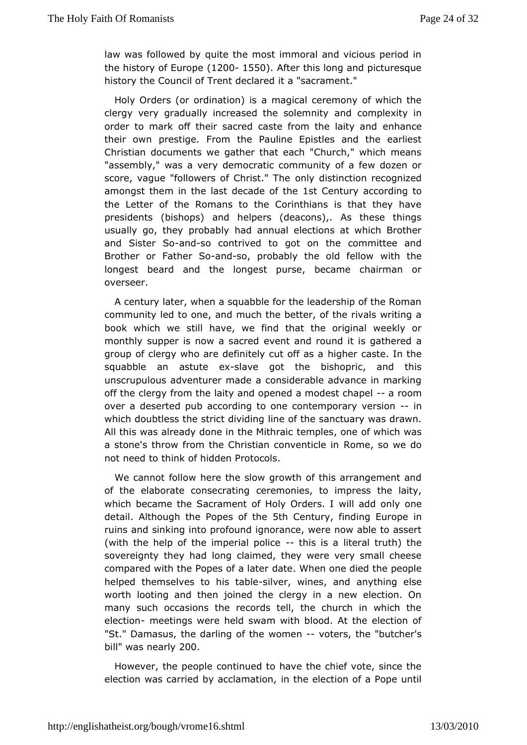law was followed by quite the most immoral and vicious period in the history of Europe (1200- 1550). After this long and picturesque history the Council of Trent declared it a "sacrament."

Holy Orders (or ordination) is a magical ceremony of which the clergy very gradually increased the solemnity and complexity in order to mark off their sacred caste from the laity and enhance their own prestige. From the Pauline Epistles and the earliest Christian documents we gather that each "Church," which means "assembly," was a very democratic community of a few dozen or score, vague "followers of Christ." The only distinction recognized amongst them in the last decade of the 1st Century according to the Letter of the Romans to the Corinthians is that they have presidents (bishops) and helpers (deacons),. As these things usually go, they probably had annual elections at which Brother and Sister So-and-so contrived to got on the committee and Brother or Father So-and-so, probably the old fellow with the longest beard and the longest purse, became chairman or overseer.

A century later, when a squabble for the leadership of the Roman community led to one, and much the better, of the rivals writing a book which we still have, we find that the original weekly or monthly supper is now a sacred event and round it is gathered a group of clergy who are definitely cut off as a higher caste. In the squabble an astute ex-slave got the bishopric, and this unscrupulous adventurer made a considerable advance in marking off the clergy from the laity and opened a modest chapel -- a room over a deserted pub according to one contemporary version -- in which doubtless the strict dividing line of the sanctuary was drawn. All this was already done in the Mithraic temples, one of which was a stone's throw from the Christian conventicle in Rome, so we do not need to think of hidden Protocols.

We cannot follow here the slow growth of this arrangement and of the elaborate consecrating ceremonies, to impress the laity, which became the Sacrament of Holy Orders. I will add only one detail. Although the Popes of the 5th Century, finding Europe in ruins and sinking into profound ignorance, were now able to assert (with the help of the imperial police -- this is a literal truth) the sovereignty they had long claimed, they were very small cheese compared with the Popes of a later date. When one died the people helped themselves to his table-silver, wines, and anything else worth looting and then joined the clergy in a new election. On many such occasions the records tell, the church in which the election- meetings were held swam with blood. At the election of "St." Damasus, the darling of the women -- voters, the "butcher's bill" was nearly 200.

However, the people continued to have the chief vote, since the election was carried by acclamation, in the election of a Pope until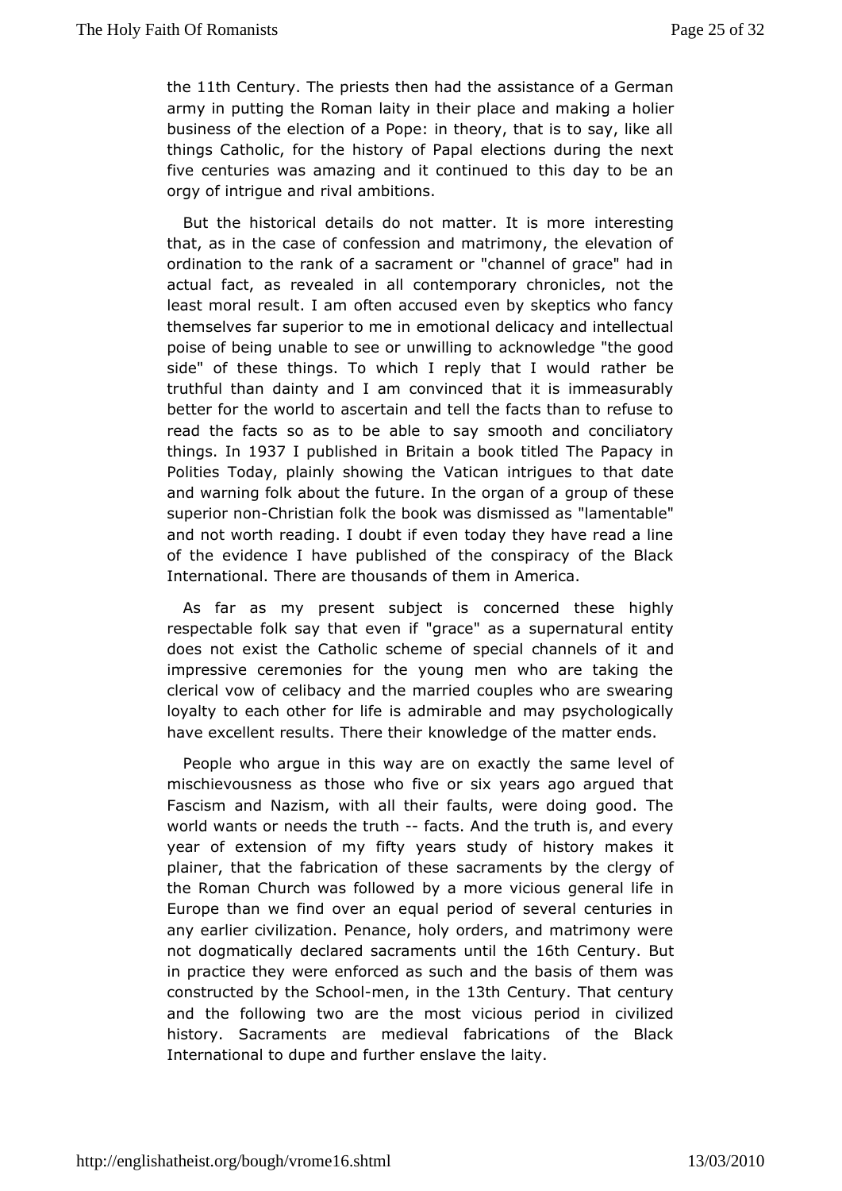the 11th Century. The priests then had the assistance of a German army in putting the Roman laity in their place and making a holier business of the election of a Pope: in theory, that is to say, like all things Catholic, for the history of Papal elections during the next five centuries was amazing and it continued to this day to be an orgy of intrigue and rival ambitions.

But the historical details do not matter. It is more interesting that, as in the case of confession and matrimony, the elevation of ordination to the rank of a sacrament or "channel of grace" had in actual fact, as revealed in all contemporary chronicles, not the least moral result. I am often accused even by skeptics who fancy themselves far superior to me in emotional delicacy and intellectual poise of being unable to see or unwilling to acknowledge "the good side" of these things. To which I reply that I would rather be truthful than dainty and I am convinced that it is immeasurably better for the world to ascertain and tell the facts than to refuse to read the facts so as to be able to say smooth and conciliatory things. In 1937 I published in Britain a book titled The Papacy in Polities Today, plainly showing the Vatican intrigues to that date and warning folk about the future. In the organ of a group of these superior non-Christian folk the book was dismissed as "lamentable" and not worth reading. I doubt if even today they have read a line of the evidence I have published of the conspiracy of the Black International. There are thousands of them in America.

As far as my present subject is concerned these highly respectable folk say that even if "grace" as a supernatural entity does not exist the Catholic scheme of special channels of it and impressive ceremonies for the young men who are taking the clerical vow of celibacy and the married couples who are swearing loyalty to each other for life is admirable and may psychologically have excellent results. There their knowledge of the matter ends.

People who argue in this way are on exactly the same level of mischievousness as those who five or six years ago argued that Fascism and Nazism, with all their faults, were doing good. The world wants or needs the truth -- facts. And the truth is, and every year of extension of my fifty years study of history makes it plainer, that the fabrication of these sacraments by the clergy of the Roman Church was followed by a more vicious general life in Europe than we find over an equal period of several centuries in any earlier civilization. Penance, holy orders, and matrimony were not dogmatically declared sacraments until the 16th Century. But in practice they were enforced as such and the basis of them was constructed by the School-men, in the 13th Century. That century and the following two are the most vicious period in civilized history. Sacraments are medieval fabrications of the Black International to dupe and further enslave the laity.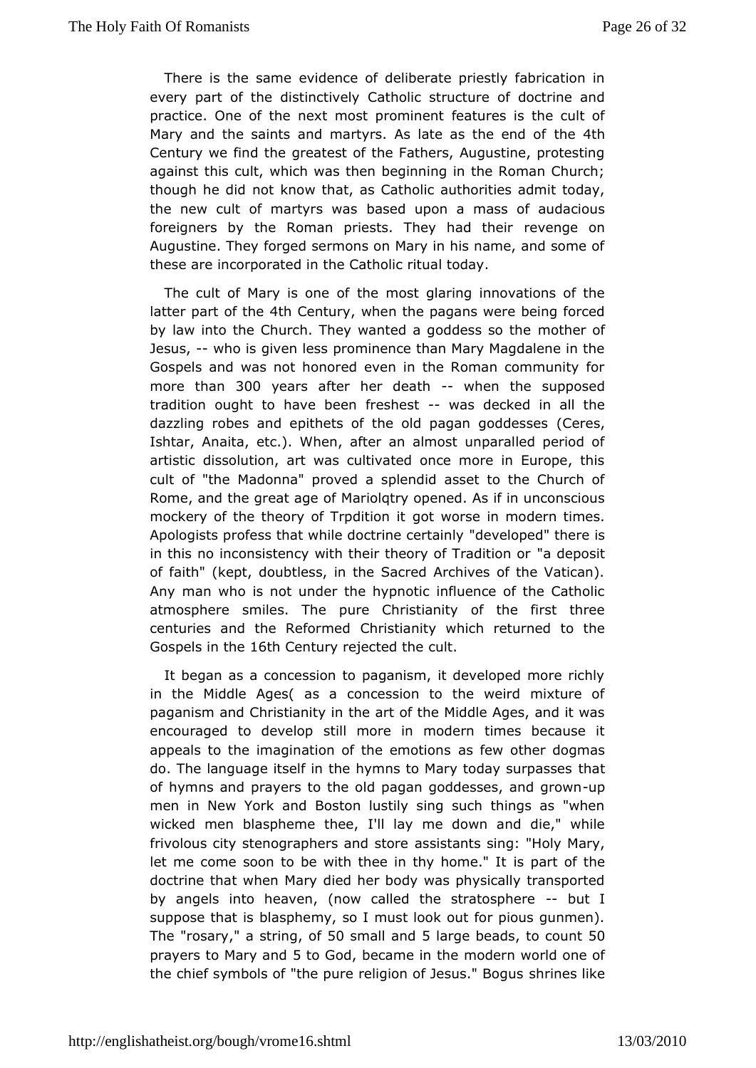There is the same evidence of deliberate priestly fabrication in every part of the distinctively Catholic structure of doctrine and practice. One of the next most prominent features is the cult of Mary and the saints and martyrs. As late as the end of the 4th Century we find the greatest of the Fathers, Augustine, protesting against this cult, which was then beginning in the Roman Church; though he did not know that, as Catholic authorities admit today, the new cult of martyrs was based upon a mass of audacious foreigners by the Roman priests. They had their revenge on Augustine. They forged sermons on Mary in his name, and some of these are incorporated in the Catholic ritual today.

The cult of Mary is one of the most glaring innovations of the latter part of the 4th Century, when the pagans were being forced by law into the Church. They wanted a goddess so the mother of Jesus, -- who is given less prominence than Mary Magdalene in the Gospels and was not honored even in the Roman community for more than 300 years after her death -- when the supposed tradition ought to have been freshest -- was decked in all the dazzling robes and epithets of the old pagan goddesses (Ceres, Ishtar, Anaita, etc.). When, after an almost unparalled period of artistic dissolution, art was cultivated once more in Europe, this cult of "the Madonna" proved a splendid asset to the Church of Rome, and the great age of Mariolqtry opened. As if in unconscious mockery of the theory of Trpdition it got worse in modern times. Apologists profess that while doctrine certainly "developed" there is in this no inconsistency with their theory of Tradition or "a deposit of faith" (kept, doubtless, in the Sacred Archives of the Vatican). Any man who is not under the hypnotic influence of the Catholic atmosphere smiles. The pure Christianity of the first three centuries and the Reformed Christianity which returned to the Gospels in the 16th Century rejected the cult.

It began as a concession to paganism, it developed more richly in the Middle Ages( as a concession to the weird mixture of paganism and Christianity in the art of the Middle Ages, and it was encouraged to develop still more in modern times because it appeals to the imagination of the emotions as few other dogmas do. The language itself in the hymns to Mary today surpasses that of hymns and prayers to the old pagan goddesses, and grown-up men in New York and Boston lustily sing such things as "when wicked men blaspheme thee, I'll lay me down and die," while frivolous city stenographers and store assistants sing: "Holy Mary, let me come soon to be with thee in thy home." It is part of the doctrine that when Mary died her body was physically transported by angels into heaven, (now called the stratosphere -- but I suppose that is blasphemy, so I must look out for pious gunmen). The "rosary," a string, of 50 small and 5 large beads, to count 50 prayers to Mary and 5 to God, became in the modern world one of the chief symbols of "the pure religion of Jesus." Bogus shrines like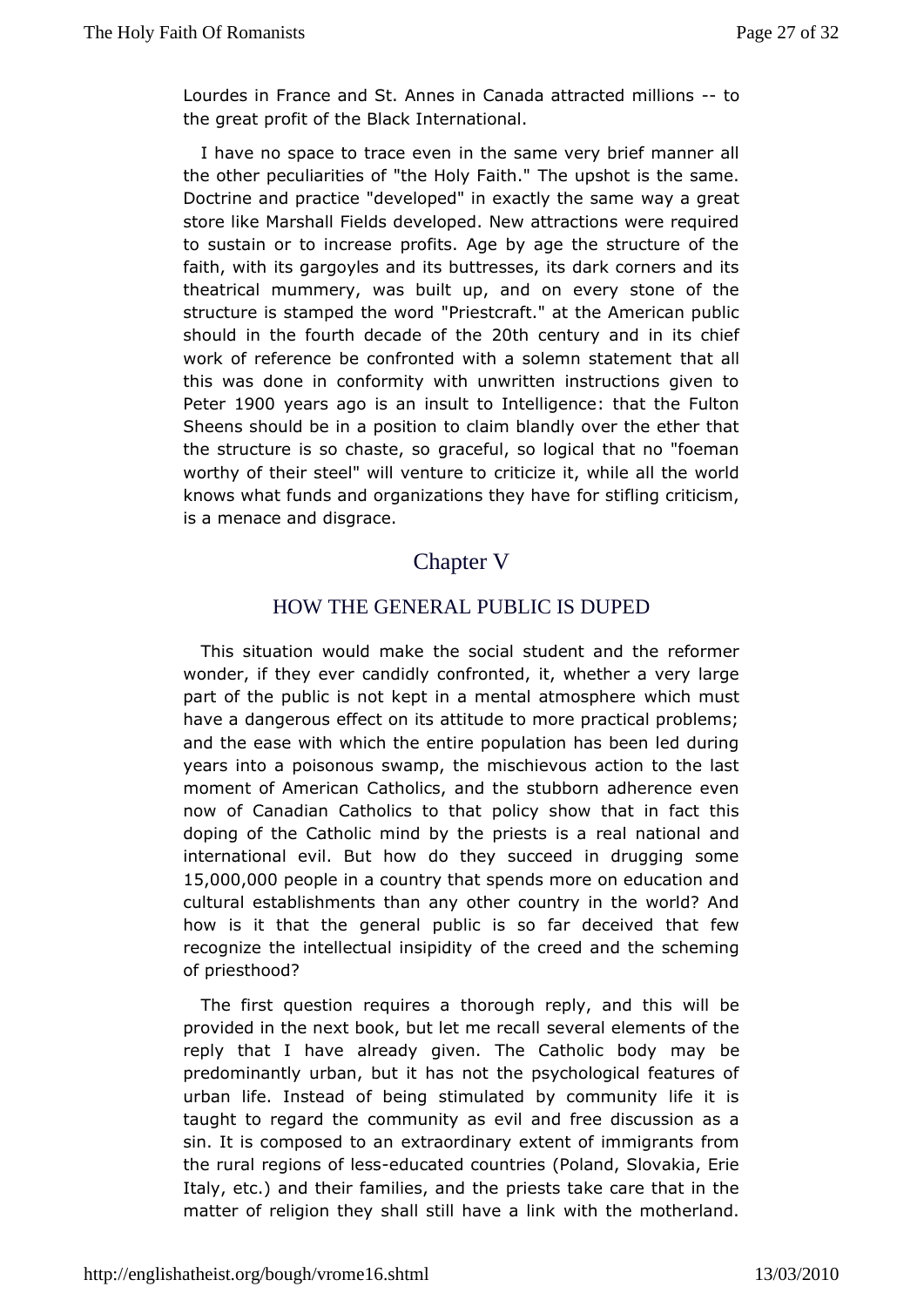Lourdes in France and St. Annes in Canada attracted millions -- to the great profit of the Black International.

I have no space to trace even in the same very brief manner all the other peculiarities of "the Holy Faith." The upshot is the same. Doctrine and practice "developed" in exactly the same way a great store like Marshall Fields developed. New attractions were required to sustain or to increase profits. Age by age the structure of the faith, with its gargoyles and its buttresses, its dark corners and its theatrical mummery, was built up, and on every stone of the structure is stamped the word "Priestcraft." at the American public should in the fourth decade of the 20th century and in its chief work of reference be confronted with a solemn statement that all this was done in conformity with unwritten instructions given to Peter 1900 years ago is an insult to Intelligence: that the Fulton Sheens should be in a position to claim blandly over the ether that the structure is so chaste, so graceful, so logical that no "foeman worthy of their steel" will venture to criticize it, while all the world knows what funds and organizations they have for stifling criticism, is a menace and disgrace.

## Chapter V

### HOW THE GENERAL PUBLIC IS DUPED

This situation would make the social student and the reformer wonder, if they ever candidly confronted, it, whether a very large part of the public is not kept in a mental atmosphere which must have a dangerous effect on its attitude to more practical problems; and the ease with which the entire population has been led during years into a poisonous swamp, the mischievous action to the last moment of American Catholics, and the stubborn adherence even now of Canadian Catholics to that policy show that in fact this doping of the Catholic mind by the priests is a real national and international evil. But how do they succeed in drugging some 15,000,000 people in a country that spends more on education and cultural establishments than any other country in the world? And how is it that the general public is so far deceived that few recognize the intellectual insipidity of the creed and the scheming of priesthood?

The first question requires a thorough reply, and this will be provided in the next book, but let me recall several elements of the reply that I have already given. The Catholic body may be predominantly urban, but it has not the psychological features of urban life. Instead of being stimulated by community life it is taught to regard the community as evil and free discussion as a sin. It is composed to an extraordinary extent of immigrants from the rural regions of less-educated countries (Poland, Slovakia, Erie Italy, etc.) and their families, and the priests take care that in the matter of religion they shall still have a link with the motherland.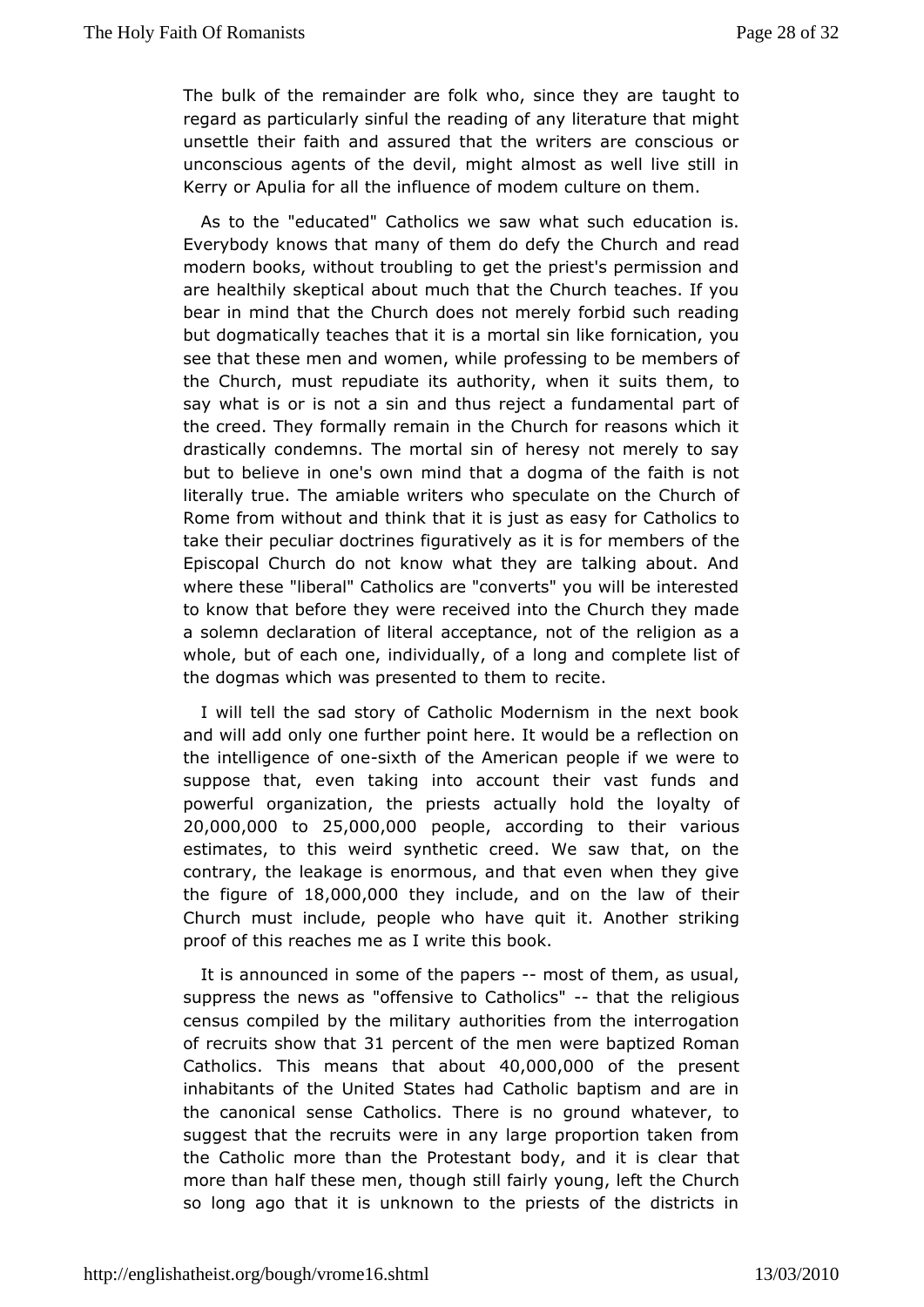The bulk of the remainder are folk who, since they are taught to regard as particularly sinful the reading of any literature that might unsettle their faith and assured that the writers are conscious or unconscious agents of the devil, might almost as well live still in Kerry or Apulia for all the influence of modem culture on them.

As to the "educated" Catholics we saw what such education is. Everybody knows that many of them do defy the Church and read modern books, without troubling to get the priest's permission and are healthily skeptical about much that the Church teaches. If you bear in mind that the Church does not merely forbid such reading but dogmatically teaches that it is a mortal sin like fornication, you see that these men and women, while professing to be members of the Church, must repudiate its authority, when it suits them, to say what is or is not a sin and thus reject a fundamental part of the creed. They formally remain in the Church for reasons which it drastically condemns. The mortal sin of heresy not merely to say but to believe in one's own mind that a dogma of the faith is not literally true. The amiable writers who speculate on the Church of Rome from without and think that it is just as easy for Catholics to take their peculiar doctrines figuratively as it is for members of the Episcopal Church do not know what they are talking about. And where these "liberal" Catholics are "converts" you will be interested to know that before they were received into the Church they made a solemn declaration of literal acceptance, not of the religion as a whole, but of each one, individually, of a long and complete list of the dogmas which was presented to them to recite.

I will tell the sad story of Catholic Modernism in the next book and will add only one further point here. It would be a reflection on the intelligence of one-sixth of the American people if we were to suppose that, even taking into account their vast funds and powerful organization, the priests actually hold the loyalty of 20,000,000 to 25,000,000 people, according to their various estimates, to this weird synthetic creed. We saw that, on the contrary, the leakage is enormous, and that even when they give the figure of 18,000,000 they include, and on the law of their Church must include, people who have quit it. Another striking proof of this reaches me as I write this book.

It is announced in some of the papers -- most of them, as usual, suppress the news as "offensive to Catholics" -- that the religious census compiled by the military authorities from the interrogation of recruits show that 31 percent of the men were baptized Roman Catholics. This means that about 40,000,000 of the present inhabitants of the United States had Catholic baptism and are in the canonical sense Catholics. There is no ground whatever, to suggest that the recruits were in any large proportion taken from the Catholic more than the Protestant body, and it is clear that more than half these men, though still fairly young, left the Church so long ago that it is unknown to the priests of the districts in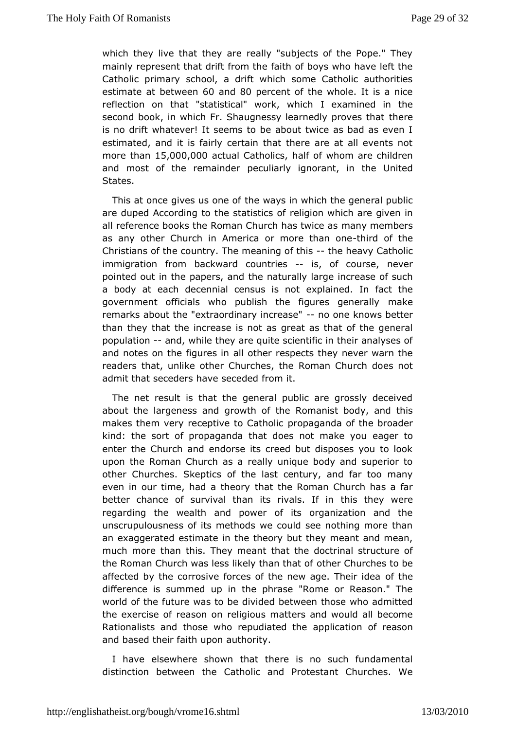which they live that they are really "subjects of the Pope." They mainly represent that drift from the faith of boys who have left the Catholic primary school, a drift which some Catholic authorities estimate at between 60 and 80 percent of the whole. It is a nice reflection on that "statistical" work, which I examined in the second book, in which Fr. Shaugnessy learnedly proves that there is no drift whatever! It seems to be about twice as bad as even I estimated, and it is fairly certain that there are at all events not more than 15,000,000 actual Catholics, half of whom are children and most of the remainder peculiarly ignorant, in the United States.

This at once gives us one of the ways in which the general public are duped According to the statistics of religion which are given in all reference books the Roman Church has twice as many members as any other Church in America or more than one-third of the Christians of the country. The meaning of this -- the heavy Catholic immigration from backward countries -- is, of course, never pointed out in the papers, and the naturally large increase of such a body at each decennial census is not explained. In fact the government officials who publish the figures generally make remarks about the "extraordinary increase" -- no one knows better than they that the increase is not as great as that of the general population -- and, while they are quite scientific in their analyses of and notes on the figures in all other respects they never warn the readers that, unlike other Churches, the Roman Church does not admit that seceders have seceded from it.

The net result is that the general public are grossly deceived about the largeness and growth of the Romanist body, and this makes them very receptive to Catholic propaganda of the broader kind: the sort of propaganda that does not make you eager to enter the Church and endorse its creed but disposes you to look upon the Roman Church as a really unique body and superior to other Churches. Skeptics of the last century, and far too many even in our time, had a theory that the Roman Church has a far better chance of survival than its rivals. If in this they were regarding the wealth and power of its organization and the unscrupulousness of its methods we could see nothing more than an exaggerated estimate in the theory but they meant and mean, much more than this. They meant that the doctrinal structure of the Roman Church was less likely than that of other Churches to be affected by the corrosive forces of the new age. Their idea of the difference is summed up in the phrase "Rome or Reason." The world of the future was to be divided between those who admitted the exercise of reason on religious matters and would all become Rationalists and those who repudiated the application of reason and based their faith upon authority.

I have elsewhere shown that there is no such fundamental distinction between the Catholic and Protestant Churches. We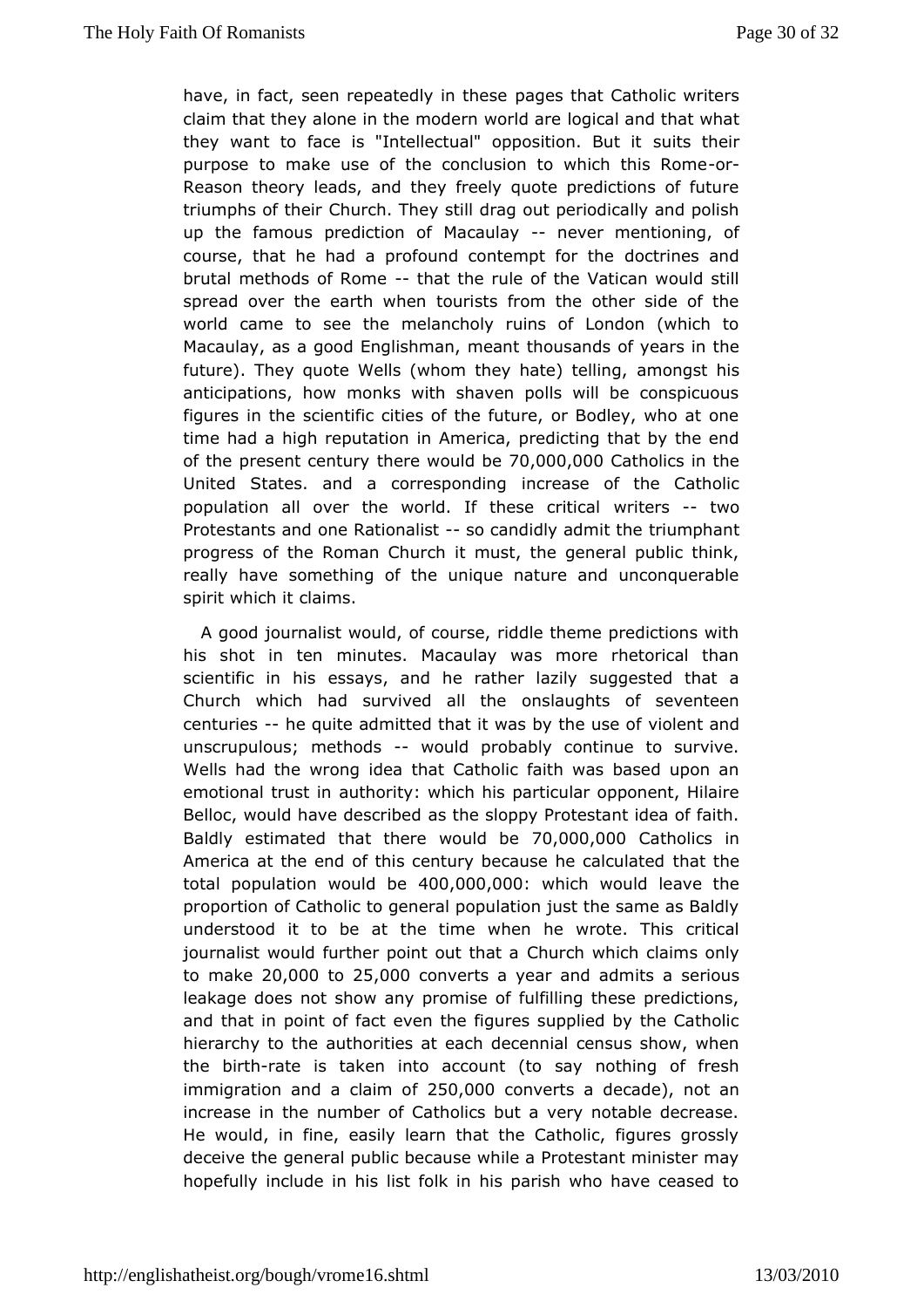have, in fact, seen repeatedly in these pages that Catholic writers claim that they alone in the modern world are logical and that what they want to face is "Intellectual" opposition. But it suits their purpose to make use of the conclusion to which this Rome-or-Reason theory leads, and they freely quote predictions of future triumphs of their Church. They still drag out periodically and polish up the famous prediction of Macaulay -- never mentioning, of course, that he had a profound contempt for the doctrines and brutal methods of Rome -- that the rule of the Vatican would still spread over the earth when tourists from the other side of the world came to see the melancholy ruins of London (which to Macaulay, as a good Englishman, meant thousands of years in the future). They quote Wells (whom they hate) telling, amongst his anticipations, how monks with shaven polls will be conspicuous figures in the scientific cities of the future, or Bodley, who at one time had a high reputation in America, predicting that by the end of the present century there would be 70,000,000 Catholics in the United States. and a corresponding increase of the Catholic population all over the world. If these critical writers -- two Protestants and one Rationalist -- so candidly admit the triumphant progress of the Roman Church it must, the general public think, really have something of the unique nature and unconquerable spirit which it claims.

A good journalist would, of course, riddle theme predictions with his shot in ten minutes. Macaulay was more rhetorical than scientific in his essays, and he rather lazily suggested that a Church which had survived all the onslaughts of seventeen centuries -- he quite admitted that it was by the use of violent and unscrupulous; methods -- would probably continue to survive. Wells had the wrong idea that Catholic faith was based upon an emotional trust in authority: which his particular opponent, Hilaire Belloc, would have described as the sloppy Protestant idea of faith. Baldly estimated that there would be 70,000,000 Catholics in America at the end of this century because he calculated that the total population would be 400,000,000: which would leave the proportion of Catholic to general population just the same as Baldly understood it to be at the time when he wrote. This critical journalist would further point out that a Church which claims only to make 20,000 to 25,000 converts a year and admits a serious leakage does not show any promise of fulfilling these predictions, and that in point of fact even the figures supplied by the Catholic hierarchy to the authorities at each decennial census show, when the birth-rate is taken into account (to say nothing of fresh immigration and a claim of 250,000 converts a decade), not an increase in the number of Catholics but a very notable decrease. He would, in fine, easily learn that the Catholic, figures grossly deceive the general public because while a Protestant minister may hopefully include in his list folk in his parish who have ceased to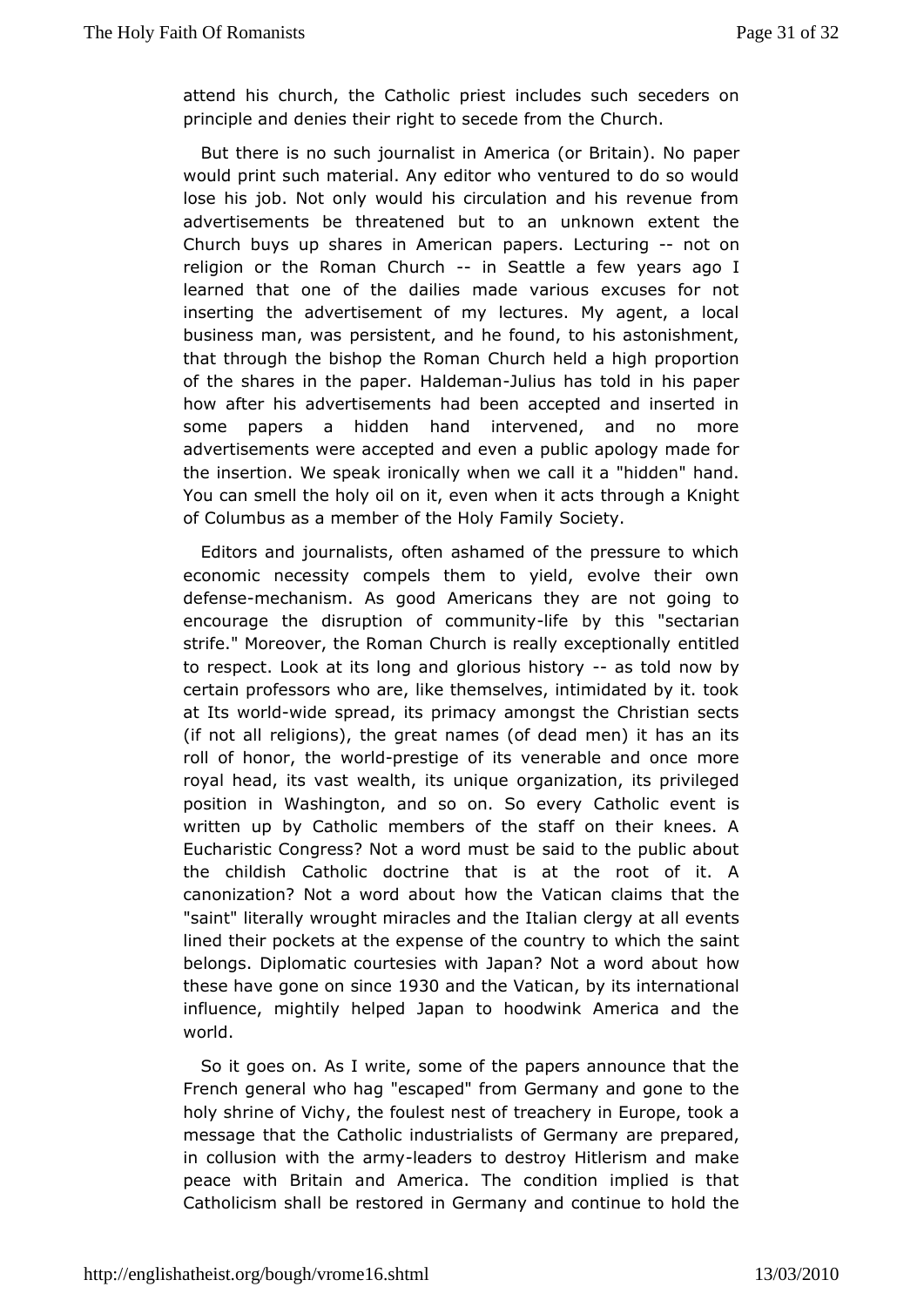attend his church, the Catholic priest includes such seceders on principle and denies their right to secede from the Church.

But there is no such journalist in America (or Britain). No paper would print such material. Any editor who ventured to do so would lose his job. Not only would his circulation and his revenue from advertisements be threatened but to an unknown extent the Church buys up shares in American papers. Lecturing -- not on religion or the Roman Church -- in Seattle a few years ago I learned that one of the dailies made various excuses for not inserting the advertisement of my lectures. My agent, a local business man, was persistent, and he found, to his astonishment, that through the bishop the Roman Church held a high proportion of the shares in the paper. Haldeman-Julius has told in his paper how after his advertisements had been accepted and inserted in some papers a hidden hand intervened, and no more advertisements were accepted and even a public apology made for the insertion. We speak ironically when we call it a "hidden" hand. You can smell the holy oil on it, even when it acts through a Knight of Columbus as a member of the Holy Family Society.

Editors and journalists, often ashamed of the pressure to which economic necessity compels them to yield, evolve their own defense-mechanism. As good Americans they are not going to encourage the disruption of community-life by this "sectarian strife." Moreover, the Roman Church is really exceptionally entitled to respect. Look at its long and glorious history -- as told now by certain professors who are, like themselves, intimidated by it. took at Its world-wide spread, its primacy amongst the Christian sects (if not all religions), the great names (of dead men) it has an its roll of honor, the world-prestige of its venerable and once more royal head, its vast wealth, its unique organization, its privileged position in Washington, and so on. So every Catholic event is written up by Catholic members of the staff on their knees. A Eucharistic Congress? Not a word must be said to the public about the childish Catholic doctrine that is at the root of it. A canonization? Not a word about how the Vatican claims that the "saint" literally wrought miracles and the Italian clergy at all events lined their pockets at the expense of the country to which the saint belongs. Diplomatic courtesies with Japan? Not a word about how these have gone on since 1930 and the Vatican, by its international influence, mightily helped Japan to hoodwink America and the world.

So it goes on. As I write, some of the papers announce that the French general who hag "escaped" from Germany and gone to the holy shrine of Vichy, the foulest nest of treachery in Europe, took a message that the Catholic industrialists of Germany are prepared, in collusion with the army-leaders to destroy Hitlerism and make peace with Britain and America. The condition implied is that Catholicism shall be restored in Germany and continue to hold the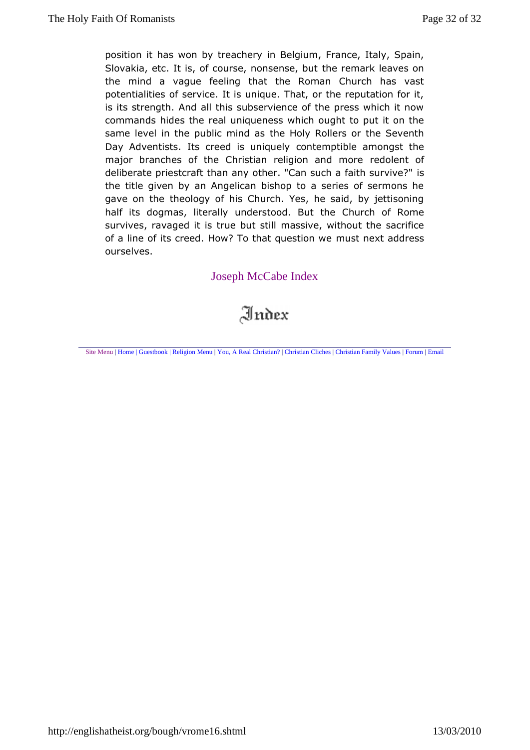position it has won by treachery in Belgium, France, Italy, Spain, Slovakia, etc. It is, of course, nonsense, but the remark leaves on the mind a vague feeling that the Roman Church has vast potentialities of service. It is unique. That, or the reputation for it, is its strength. And all this subservience of the press which it now commands hides the real uniqueness which ought to put it on the same level in the public mind as the Holy Rollers or the Seventh Day Adventists. Its creed is uniquely contemptible amongst the major branches of the Christian religion and more redolent of deliberate priestcraft than any other. "Can such a faith survive?" is the title given by an Angelican bishop to a series of sermons he gave on the theology of his Church. Yes, he said, by jettisoning half its dogmas, literally understood. But the Church of Rome survives, ravaged it is true but still massive, without the sacrifice of a line of its creed. How? To that question we must next address ourselves.

Joseph McCabe Index

Index

Site Menu | Home | Guestbook | Religion Menu | You, A Real Christian? | Christian Cliches | Christian Family Values | Forum | Email